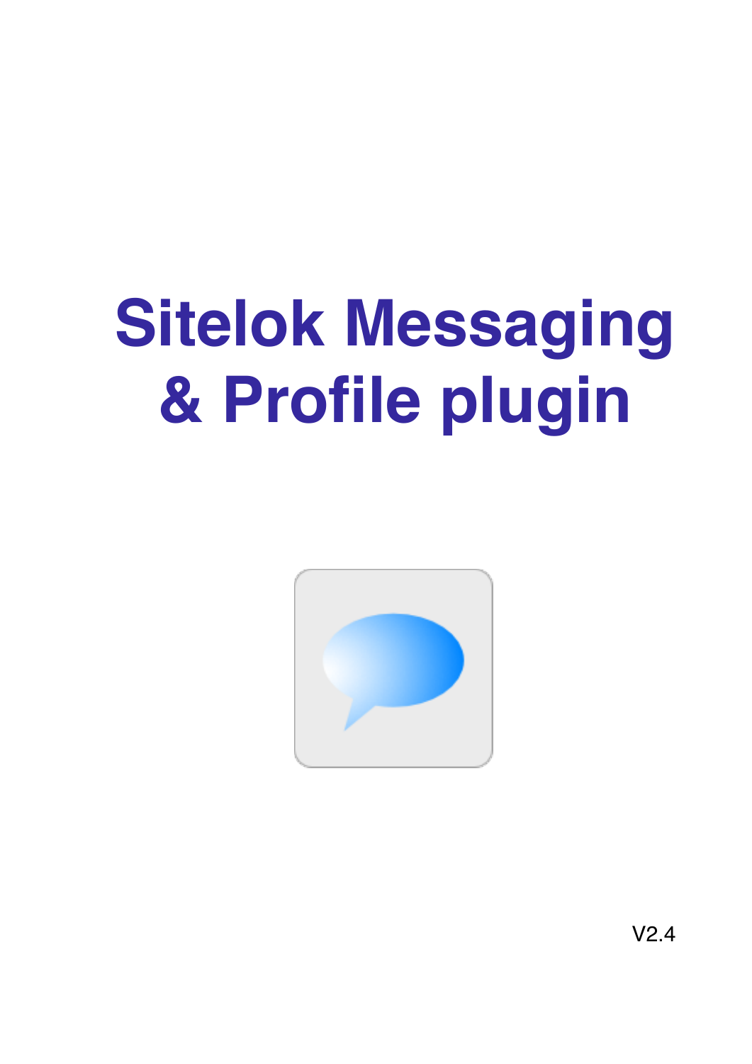# Sitelok Messaging & Profile plugin

V2.4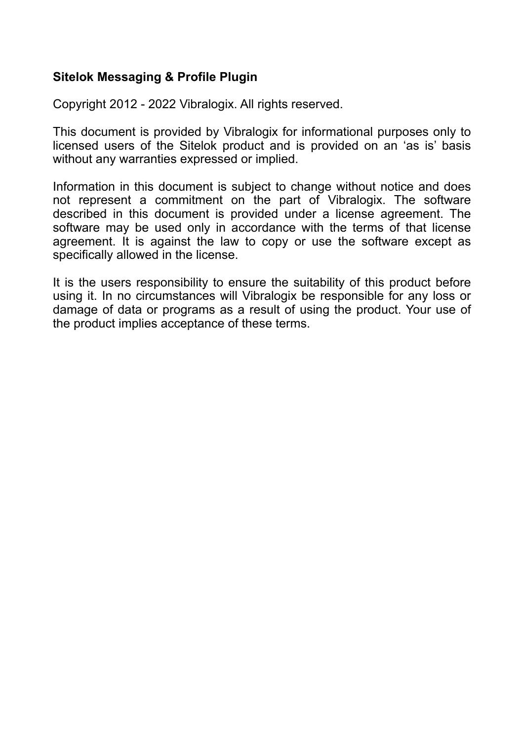**Sitelok Messaging & Profile Plugin**

Copyright 2012 - 2022 Vibralogix. All rights reserved.

This document is provided by Vibralogix for informational purposes only to licensed users of the Sitelok product and is provided on an ‘as is’ basis without any warranties expressed or implied.

Information in this document is subject to change without notice and does not represent a commitment on the part of Vibralogix. The software described in this document is provided under a license agreement. The software may be used only in accordance with the terms of that license agreement. It is against the law to copy or use the software except as specifically allowed in the license.

It is the users responsibility to ensure the suitability of this product before using it. In no circumstances will Vibralogix be responsible for any loss or damage of data or programs as a result of using the product. Your use of the product implies acceptance of these terms.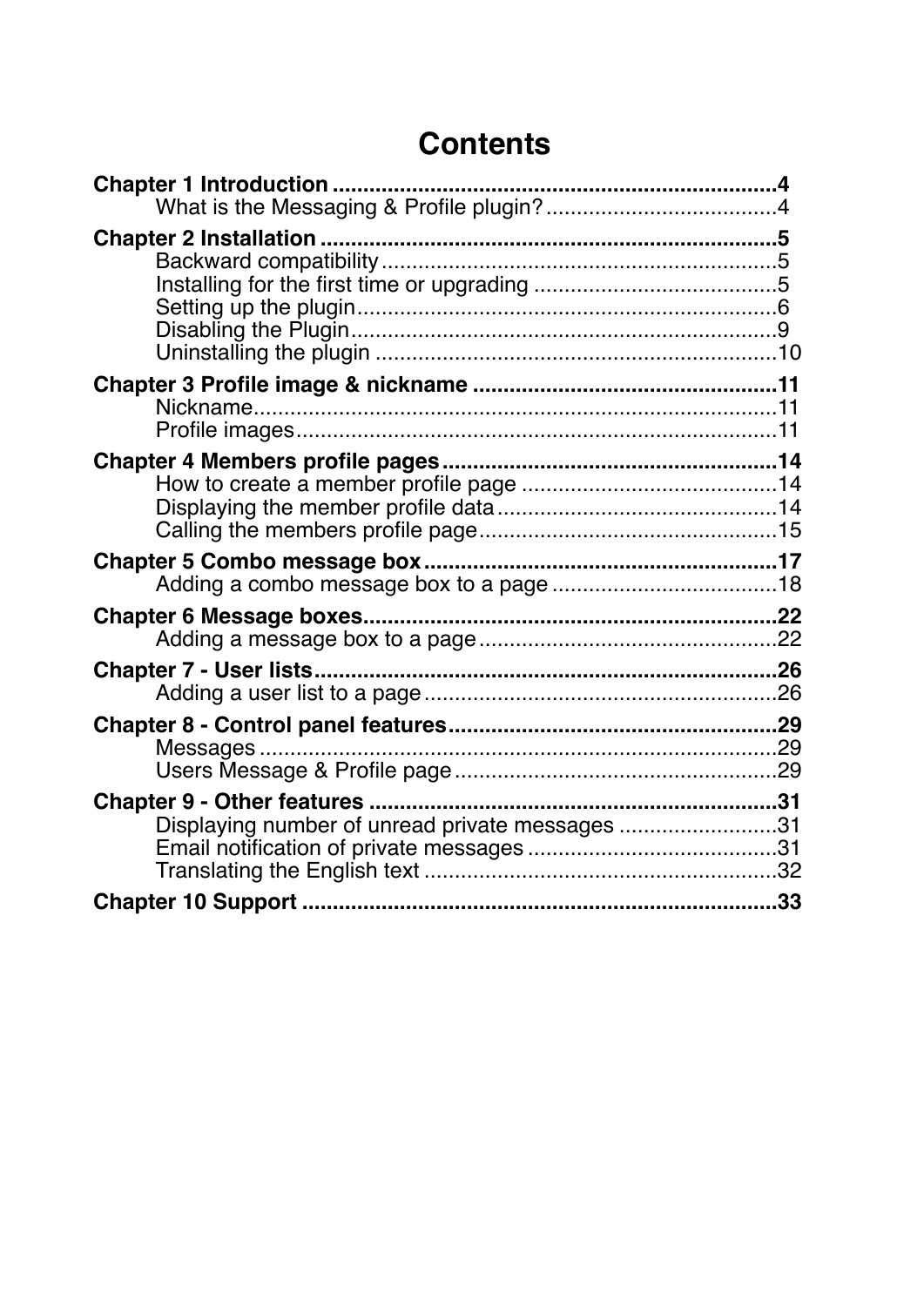# Contents

**Chapter 1 Introduction** .......................................................................... **4**
- What is the Messaging & Profile plugin? ..................................... 4

**Chapter 2 Installation** .......................................................................... **5**
- Backward compatibility ................................................................ 5
- Installing for the first time or upgrading ........................................ 5
- Setting up the plugin .................................................................... 6
- Disabling the Plugin ..................................................................... 9
- Uninstalling the plugin ................................................................. 10

**Chapter 3 Profile image & nickname** .................................................. **11**
- Nickname ..................................................................................... 11
- Profile images .............................................................................. 11

**Chapter 4 Members profile pages** ....................................................... **14**
- How to create a member profile page .......................................... 14
- Displaying the member profile data .............................................. 14
- Calling the members profile page ................................................. 15

**Chapter 5 Combo message box** ........................................................... **17**
- Adding a combo message box to a page ..................................... 18

**Chapter 6 Message boxes** ..................................................................... **22**
- Adding a message box to a page ................................................. 22

**Chapter 7 - User lists** ............................................................................ **26**
- Adding a user list to a page .......................................................... 26

**Chapter 8 - Control panel features** ...................................................... **29**
- Messages ..................................................................................... 29
- Users Message & Profile page ...................................................... 29

**Chapter 9 - Other features** .................................................................... **31**
- Displaying number of unread private messages .......................... 31
- Email notification of private messages ......................................... 31
- Translating the English text .......................................................... 32

**Chapter 10 Support** ............................................................................... **33**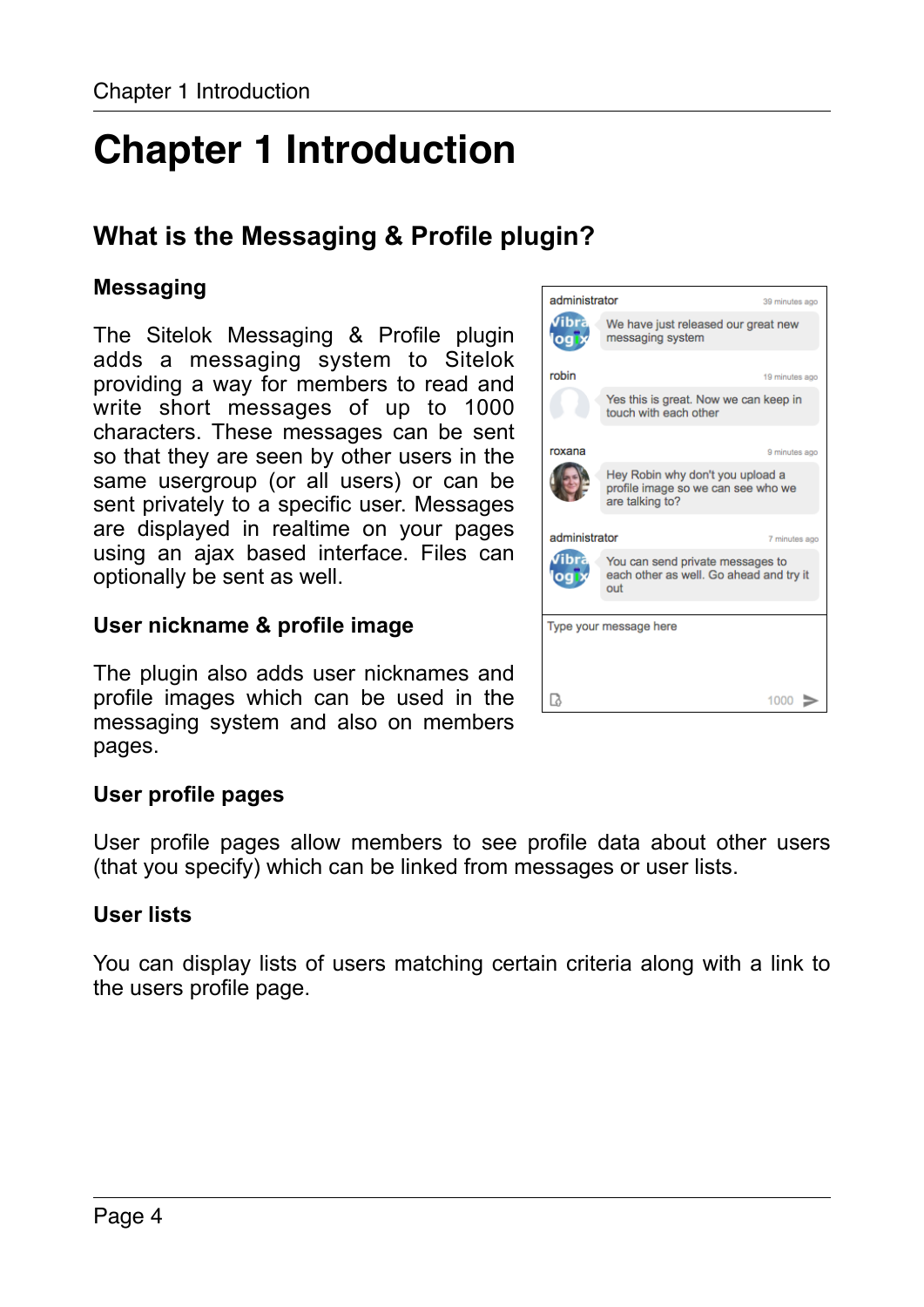# Chapter 1 Introduction

## What is the Messaging & Profile plugin?

### Messaging

The Sitelok Messaging & Profile plugin adds a messaging system to Sitelok providing a way for members to read and write short messages of up to 1000 characters. These messages can be sent so that they are seen by other users in the same usergroup (or all users) or can be sent privately to a specific user. Messages are displayed in realtime on your pages using an ajax based interface. Files can optionally be sent as well.

### User nickname & profile image

The plugin also adds user nicknames and profile images which can be used in the messaging system and also on members pages.

### User profile pages

User profile pages allow members to see profile data about other users (that you specify) which can be linked from messages or user lists.

### User lists

You can display lists of users matching certain criteria along with a link to the users profile page.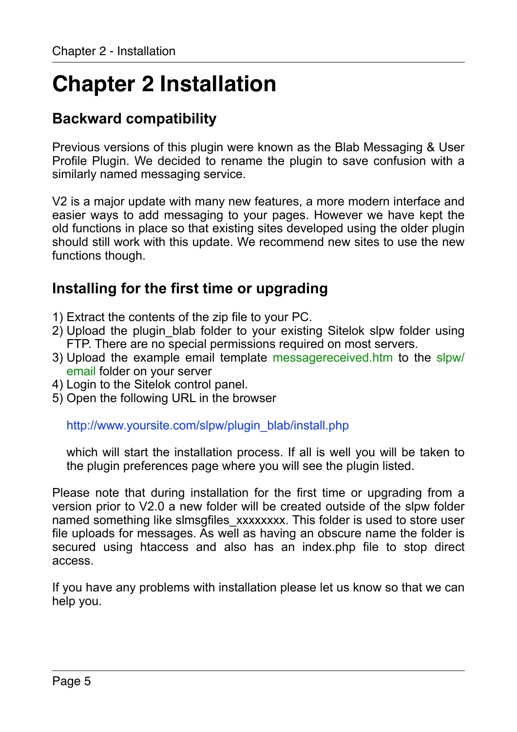# Chapter 2 Installation

## Backward compatibility

Previous versions of this plugin were known as the Blab Messaging & User Profile Plugin. We decided to rename the plugin to save confusion with a similarly named messaging service.

V2 is a major update with many new features, a more modern interface and easier ways to add messaging to your pages. However we have kept the old functions in place so that existing sites developed using the older plugin should still work with this update. We recommend new sites to use the new functions though.

## Installing for the first time or upgrading

1) Extract the contents of the zip file to your PC.
2) Upload the plugin_blab folder to your existing Sitelok slpw folder using FTP. There are no special permissions required on most servers.
3) Upload the example email template messagereceived.htm to the slpw/email folder on your server
4) Login to the Sitelok control panel.
5) Open the following URL in the browser

   http://www.yoursite.com/slpw/plugin_blab/install.php

   which will start the installation process. If all is well you will be taken to the plugin preferences page where you will see the plugin listed.

Please note that during installation for the first time or upgrading from a version prior to V2.0 a new folder will be created outside of the slpw folder named something like slmsgfiles_xxxxxxxx. This folder is used to store user file uploads for messages. As well as having an obscure name the folder is secured using htaccess and also has an index.php file to stop direct access.

If you have any problems with installation please let us know so that we can help you.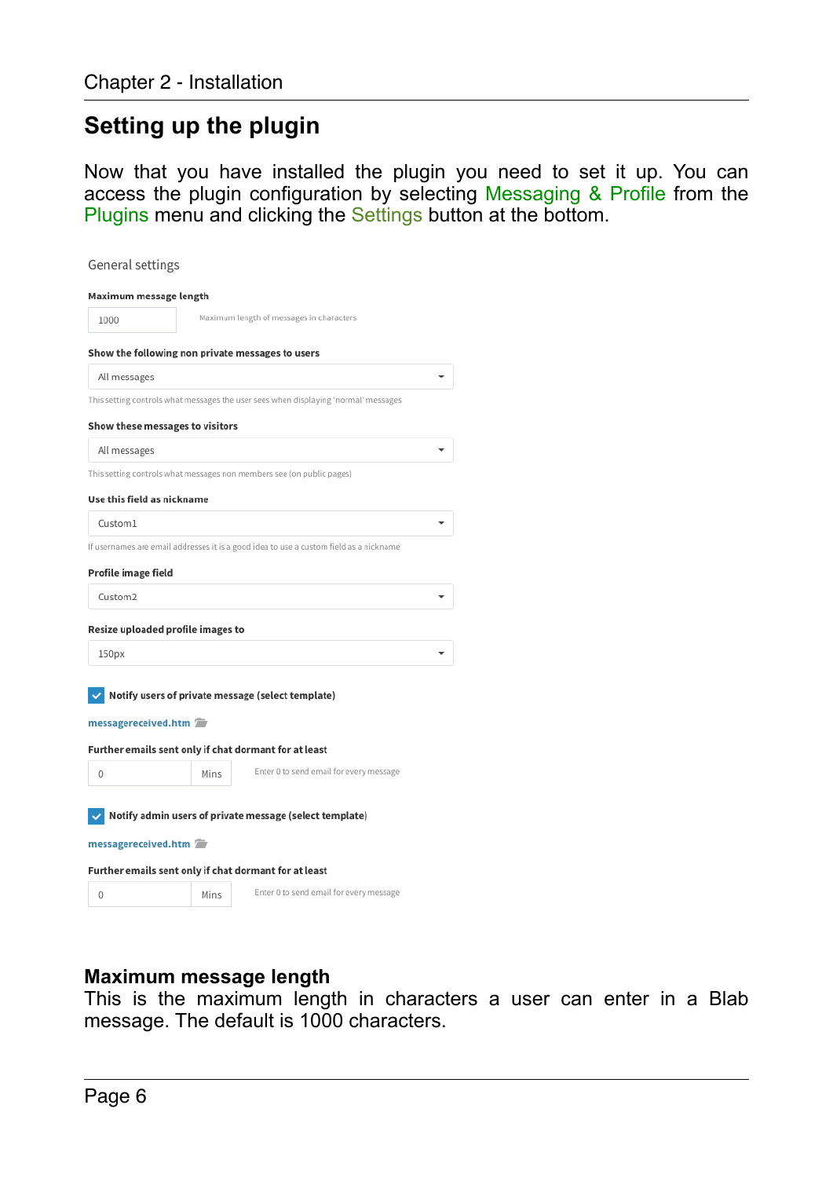## Setting up the plugin

Now that you have installed the plugin you need to set it up. You can access the plugin configuration by selecting Messaging & Profile from the Plugins menu and clicking the Settings button at the bottom.

General settings

**Maximum message length**

1000 — Maximum length of messages in characters

**Show the following non private messages to users**

All messages

This setting controls what messages the user sees when displaying 'normal' messages

**Show these messages to visitors**

All messages

This setting controls what messages non members see (on public pages)

**Use this field as nickname**

Custom1

If usernames are email addresses it is a good idea to use a custom field as a nickname

**Profile image field**

Custom2

**Resize uploaded profile images to**

150px

☑ **Notify users of private message (select template)**

**messagereceived.htm**

**Further emails sent only if chat dormant for at least**

0 Mins — Enter 0 to send email for every message

☑ **Notify admin users of private message (select template)**

**messagereceived.htm**

**Further emails sent only if chat dormant for at least**

0 Mins — Enter 0 to send email for every message

### Maximum message length

This is the maximum length in characters a user can enter in a Blab message. The default is 1000 characters.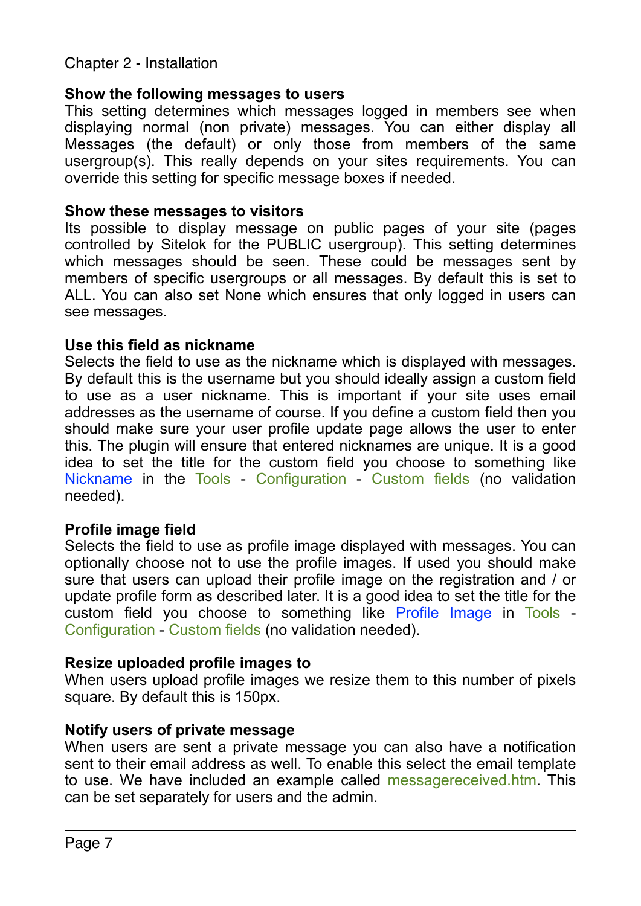**Show the following messages to users**

This setting determines which messages logged in members see when displaying normal (non private) messages. You can either display all Messages (the default) or only those from members of the same usergroup(s). This really depends on your sites requirements. You can override this setting for specific message boxes if needed.

**Show these messages to visitors**

Its possible to display message on public pages of your site (pages controlled by Sitelok for the PUBLIC usergroup). This setting determines which messages should be seen. These could be messages sent by members of specific usergroups or all messages. By default this is set to ALL. You can also set None which ensures that only logged in users can see messages.

**Use this field as nickname**

Selects the field to use as the nickname which is displayed with messages. By default this is the username but you should ideally assign a custom field to use as a user nickname. This is important if your site uses email addresses as the username of course. If you define a custom field then you should make sure your user profile update page allows the user to enter this. The plugin will ensure that entered nicknames are unique. It is a good idea to set the title for the custom field you choose to something like Nickname in the Tools - Configuration - Custom fields (no validation needed).

**Profile image field**

Selects the field to use as profile image displayed with messages. You can optionally choose not to use the profile images. If used you should make sure that users can upload their profile image on the registration and / or update profile form as described later. It is a good idea to set the title for the custom field you choose to something like Profile Image in Tools - Configuration - Custom fields (no validation needed).

**Resize uploaded profile images to**

When users upload profile images we resize them to this number of pixels square. By default this is 150px.

**Notify users of private message**

When users are sent a private message you can also have a notification sent to their email address as well. To enable this select the email template to use. We have included an example called messagereceived.htm. This can be set separately for users and the admin.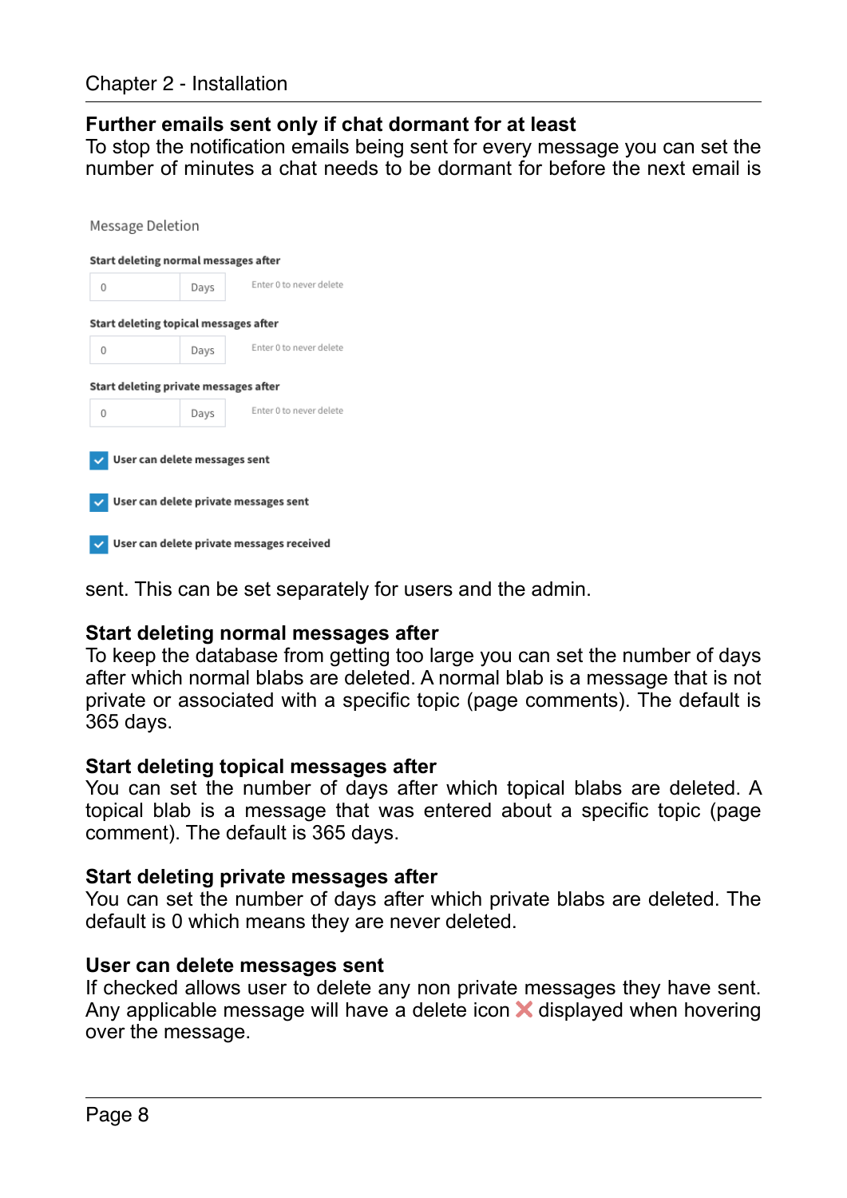**Further emails sent only if chat dormant for at least**
To stop the notification emails being sent for every message you can set the number of minutes a chat needs to be dormant for before the next email is

Message Deletion

Start deleting normal messages after

0 Days Enter 0 to never delete

Start deleting topical messages after

0 Days Enter 0 to never delete

Start deleting private messages after

0 Days Enter 0 to never delete

- [x] User can delete messages sent
- [x] User can delete private messages sent
- [x] User can delete private messages received

sent. This can be set separately for users and the admin.

**Start deleting normal messages after**
To keep the database from getting too large you can set the number of days after which normal blabs are deleted. A normal blab is a message that is not private or associated with a specific topic (page comments). The default is 365 days.

**Start deleting topical messages after**
You can set the number of days after which topical blabs are deleted. A topical blab is a message that was entered about a specific topic (page comment). The default is 365 days.

**Start deleting private messages after**
You can set the number of days after which private blabs are deleted. The default is 0 which means they are never deleted.

**User can delete messages sent**
If checked allows user to delete any non private messages they have sent. Any applicable message will have a delete icon ❌ displayed when hovering over the message.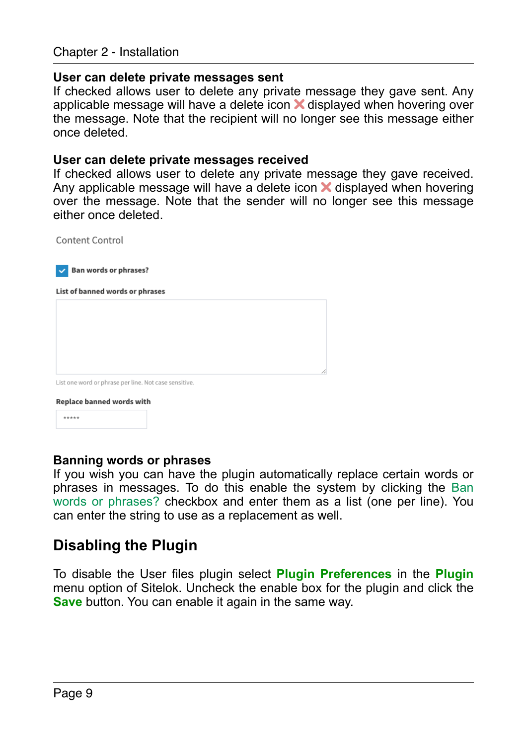### User can delete private messages sent

If checked allows user to delete any private message they gave sent. Any applicable message will have a delete icon ❌ displayed when hovering over the message. Note that the recipient will no longer see this message either once deleted.

### User can delete private messages received

If checked allows user to delete any private message they gave received. Any applicable message will have a delete icon ❌ displayed when hovering over the message. Note that the sender will no longer see this message either once deleted.

Content Control

☑ **Ban words or phrases?**

**List of banned words or phrases**

List one word or phrase per line. Not case sensitive.

**Replace banned words with**

*****

### Banning words or phrases

If you wish you can have the plugin automatically replace certain words or phrases in messages. To do this enable the system by clicking the Ban words or phrases? checkbox and enter them as a list (one per line). You can enter the string to use as a replacement as well.

## Disabling the Plugin

To disable the User files plugin select **Plugin Preferences** in the **Plugin** menu option of Sitelok. Uncheck the enable box for the plugin and click the **Save** button. You can enable it again in the same way.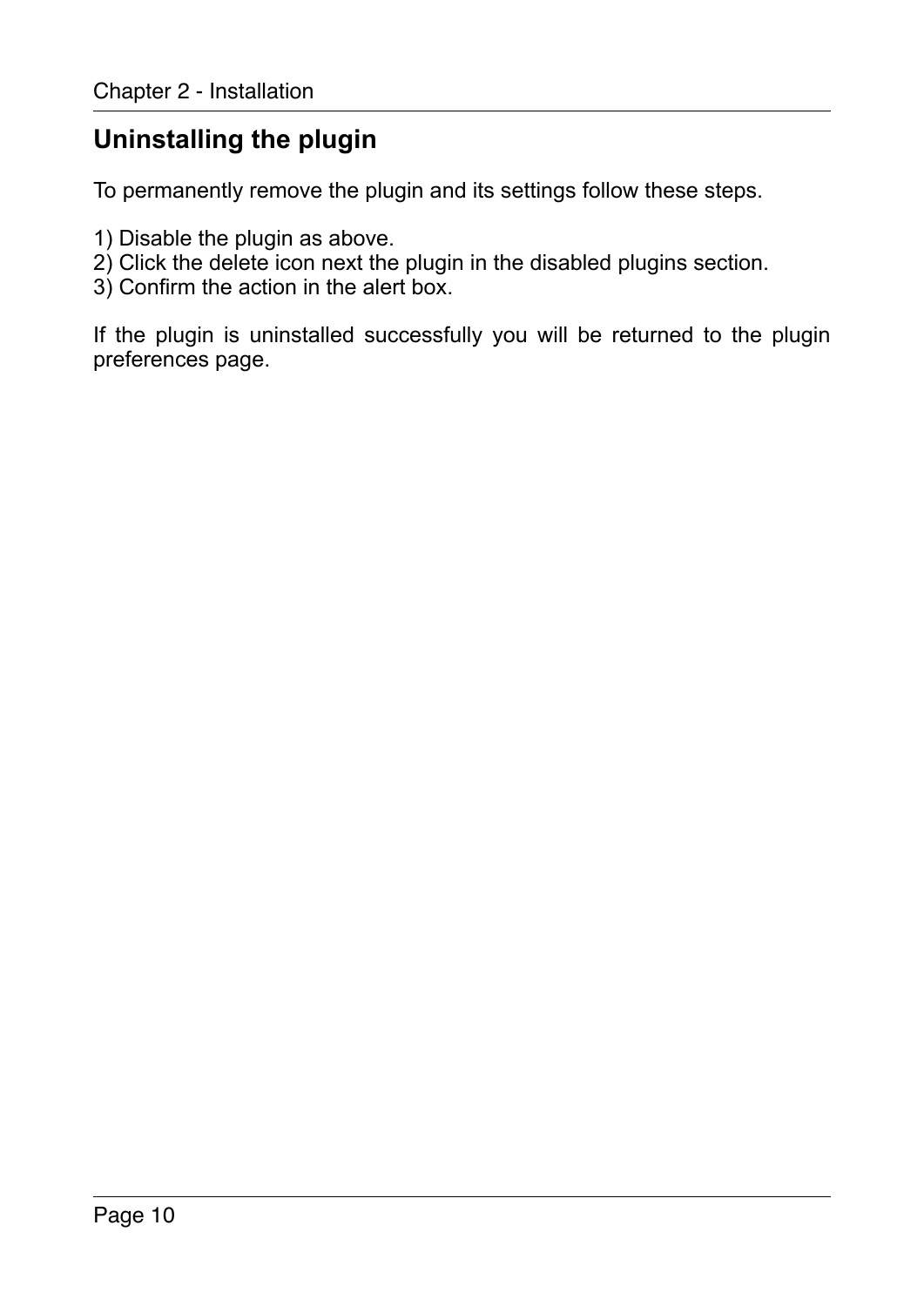## Uninstalling the plugin

To permanently remove the plugin and its settings follow these steps.

1) Disable the plugin as above.
2) Click the delete icon next the plugin in the disabled plugins section.
3) Confirm the action in the alert box.

If the plugin is uninstalled successfully you will be returned to the plugin preferences page.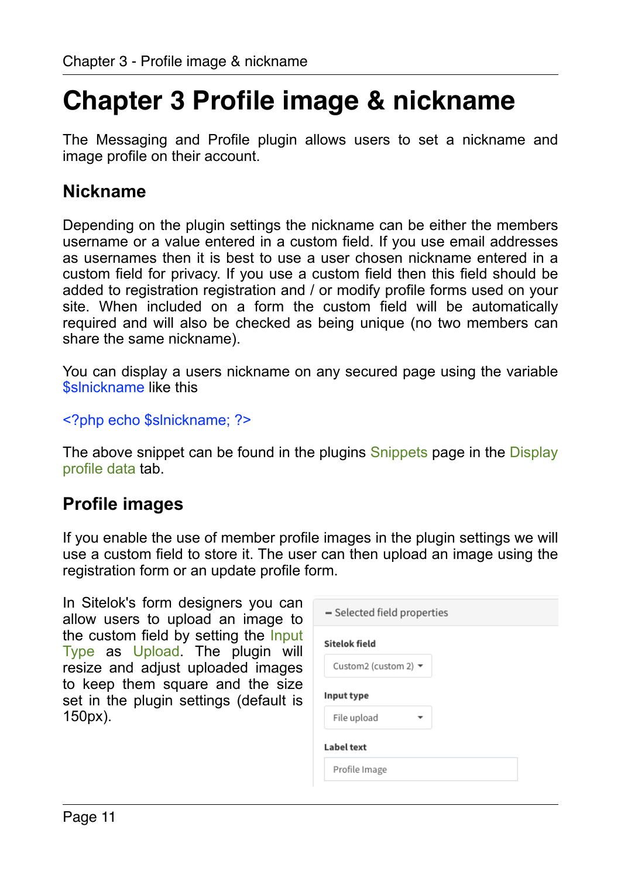# Chapter 3 Profile image & nickname

The Messaging and Profile plugin allows users to set a nickname and image profile on their account.

## Nickname

Depending on the plugin settings the nickname can be either the members username or a value entered in a custom field. If you use email addresses as usernames then it is best to use a user chosen nickname entered in a custom field for privacy. If you use a custom field then this field should be added to registration registration and / or modify profile forms used on your site. When included on a form the custom field will be automatically required and will also be checked as being unique (no two members can share the same nickname).

You can display a users nickname on any secured page using the variable $slnickname like this

```
<?php echo $slnickname; ?>
```

The above snippet can be found in the plugins Snippets page in the Display profile data tab.

## Profile images

If you enable the use of member profile images in the plugin settings we will use a custom field to store it. The user can then upload an image using the registration form or an update profile form.

In Sitelok's form designers you can allow users to upload an image to the custom field by setting the Input Type as Upload. The plugin will resize and adjust uploaded images to keep them square and the size set in the plugin settings (default is 150px).

**– Selected field properties**

**Sitelok field**

Custom2 (custom 2)

**Input type**

File upload

**Label text**

Profile Image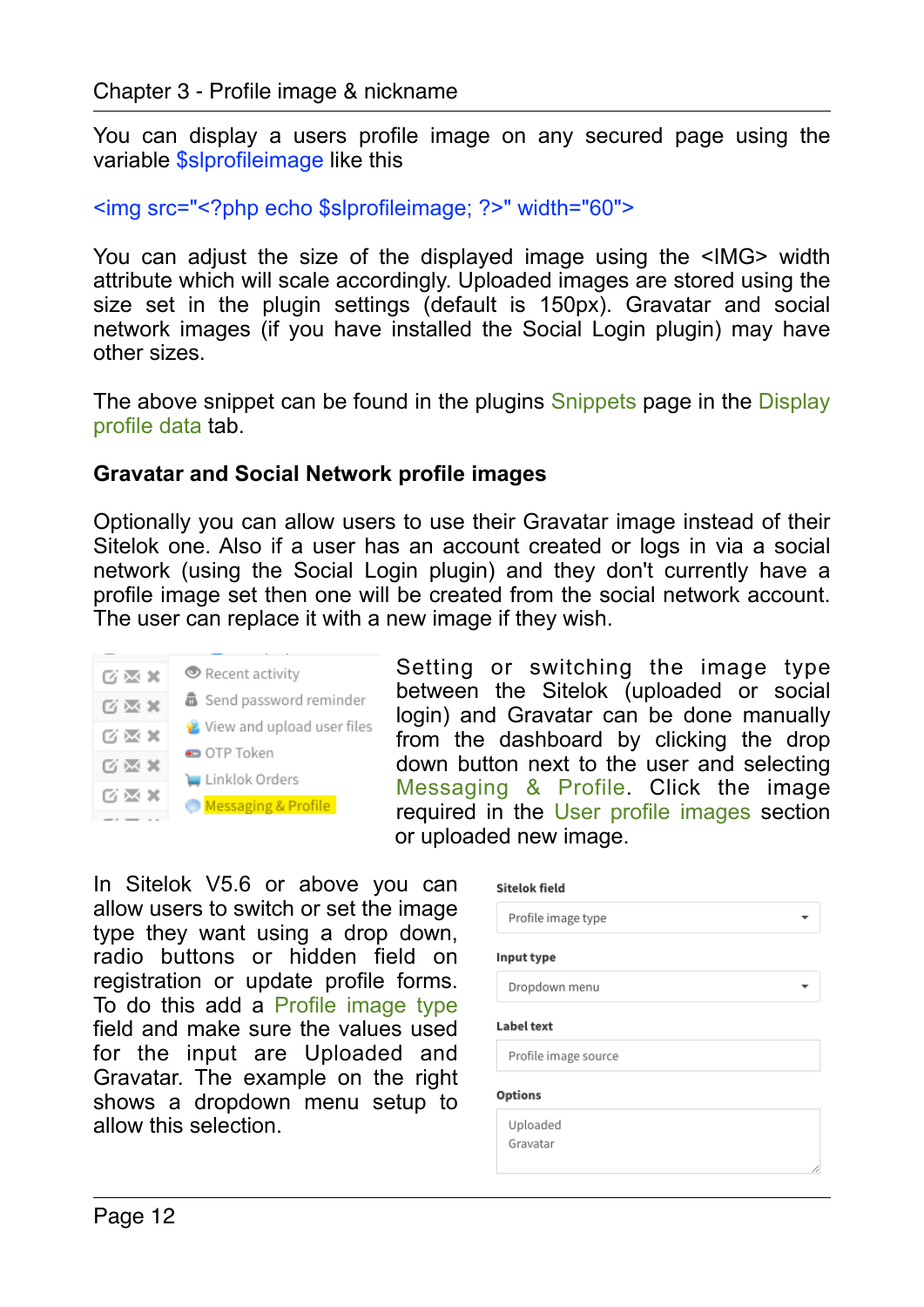You can display a users profile image on any secured page using the variable $slprofileimage like this

```
<img src="<?php echo $slprofileimage; ?>" width="60">
```

You can adjust the size of the displayed image using the <IMG> width attribute which will scale accordingly. Uploaded images are stored using the size set in the plugin settings (default is 150px). Gravatar and social network images (if you have installed the Social Login plugin) may have other sizes.

The above snippet can be found in the plugins Snippets page in the Display profile data tab.

**Gravatar and Social Network profile images**

Optionally you can allow users to use their Gravatar image instead of their Sitelok one. Also if a user has an account created or logs in via a social network (using the Social Login plugin) and they don't currently have a profile image set then one will be created from the social network account. The user can replace it with a new image if they wish.

Setting or switching the image type between the Sitelok (uploaded or social login) and Gravatar can be done manually from the dashboard by clicking the drop down button next to the user and selecting Messaging & Profile. Click the image required in the User profile images section or uploaded new image.

In Sitelok V5.6 or above you can allow users to switch or set the image type they want using a drop down, radio buttons or hidden field on registration or update profile forms. To do this add a Profile image type field and make sure the values used for the input are Uploaded and Gravatar. The example on the right shows a dropdown menu setup to allow this selection.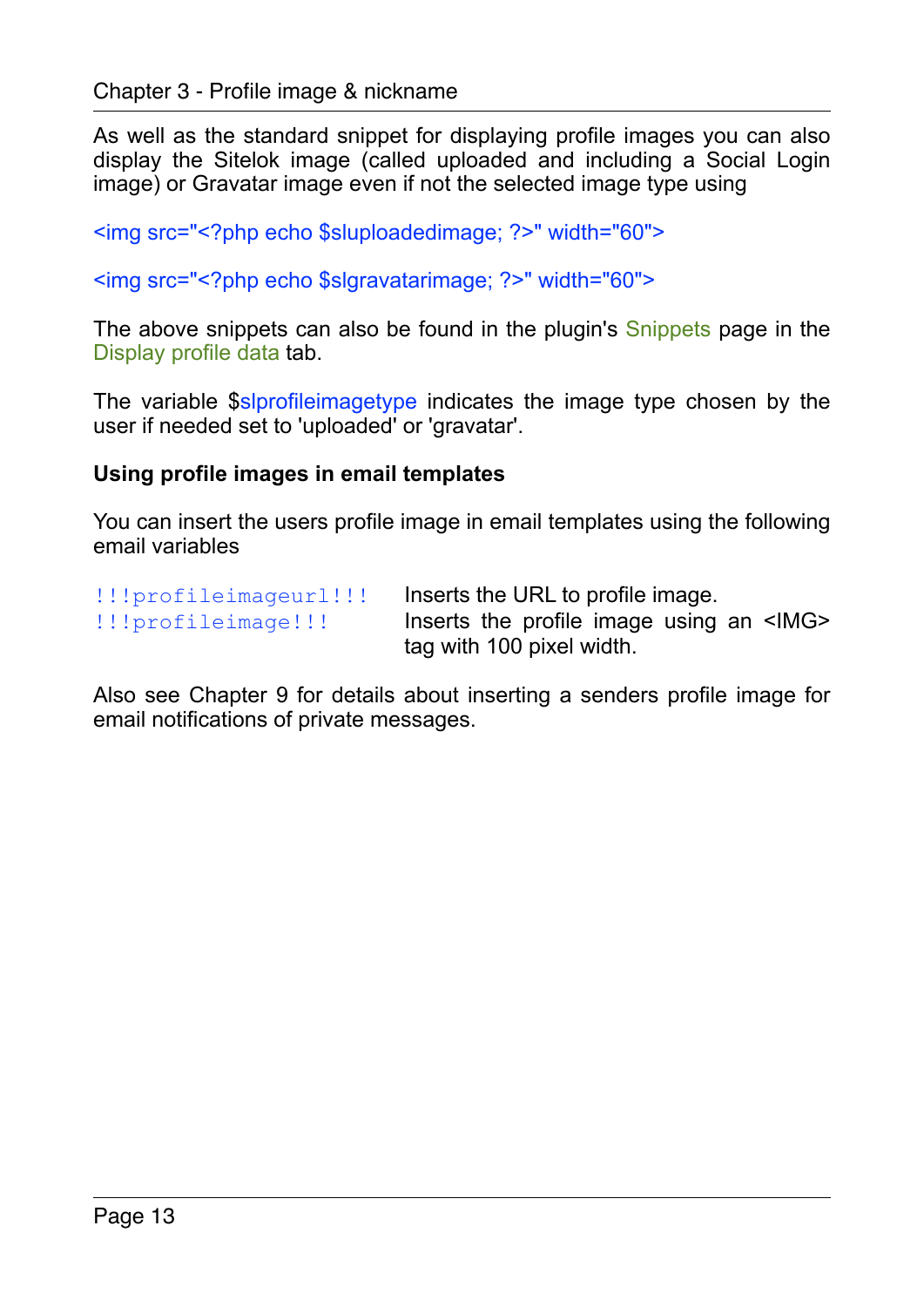As well as the standard snippet for displaying profile images you can also display the Sitelok image (called uploaded and including a Social Login image) or Gravatar image even if not the selected image type using

```
<img src="<?php echo $sluploadedimage; ?>" width="60">
```

```
<img src="<?php echo $slgravatarimage; ?>" width="60">
```

The above snippets can also be found in the plugin's Snippets page in the Display profile data tab.

The variable $slprofileimagetype indicates the image type chosen by the user if needed set to 'uploaded' or 'gravatar'.

**Using profile images in email templates**

You can insert the users profile image in email templates using the following email variables

| | |
|---|---|
| !!!profileimageurl!!! | Inserts the URL to profile image. |
| !!!profileimage!!! | Inserts the profile image using an <IMG> tag with 100 pixel width. |

Also see Chapter 9 for details about inserting a senders profile image for email notifications of private messages.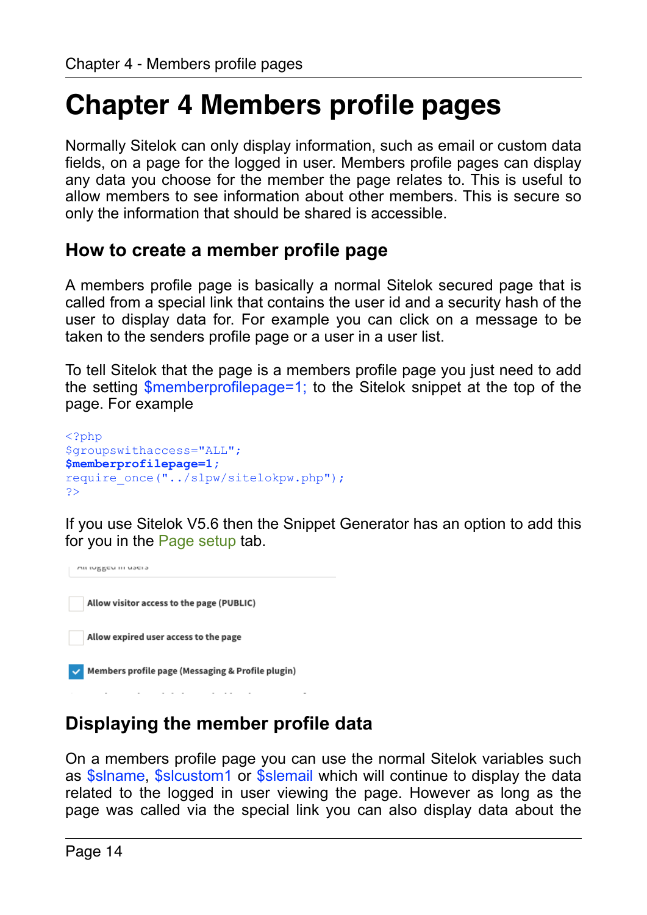# Chapter 4 Members profile pages

Normally Sitelok can only display information, such as email or custom data fields, on a page for the logged in user. Members profile pages can display any data you choose for the member the page relates to. This is useful to allow members to see information about other members. This is secure so only the information that should be shared is accessible.

## How to create a member profile page

A members profile page is basically a normal Sitelok secured page that is called from a special link that contains the user id and a security hash of the user to display data for. For example you can click on a message to be taken to the senders profile page or a user in a user list.

To tell Sitelok that the page is a members profile page you just need to add the setting $memberprofilepage=1; to the Sitelok snippet at the top of the page. For example

```
<?php
$groupswithaccess="ALL";
$memberprofilepage=1;
require_once("../slpw/sitelokpw.php");
?>
```

If you use Sitelok V5.6 then the Snippet Generator has an option to add this for you in the Page setup tab.

Allow visitor access to the page (PUBLIC)

Allow expired user access to the page

Members profile page (Messaging & Profile plugin)

## Displaying the member profile data

On a members profile page you can use the normal Sitelok variables such as $slname, $slcustom1 or $slemail which will continue to display the data related to the logged in user viewing the page. However as long as the page was called via the special link you can also display data about the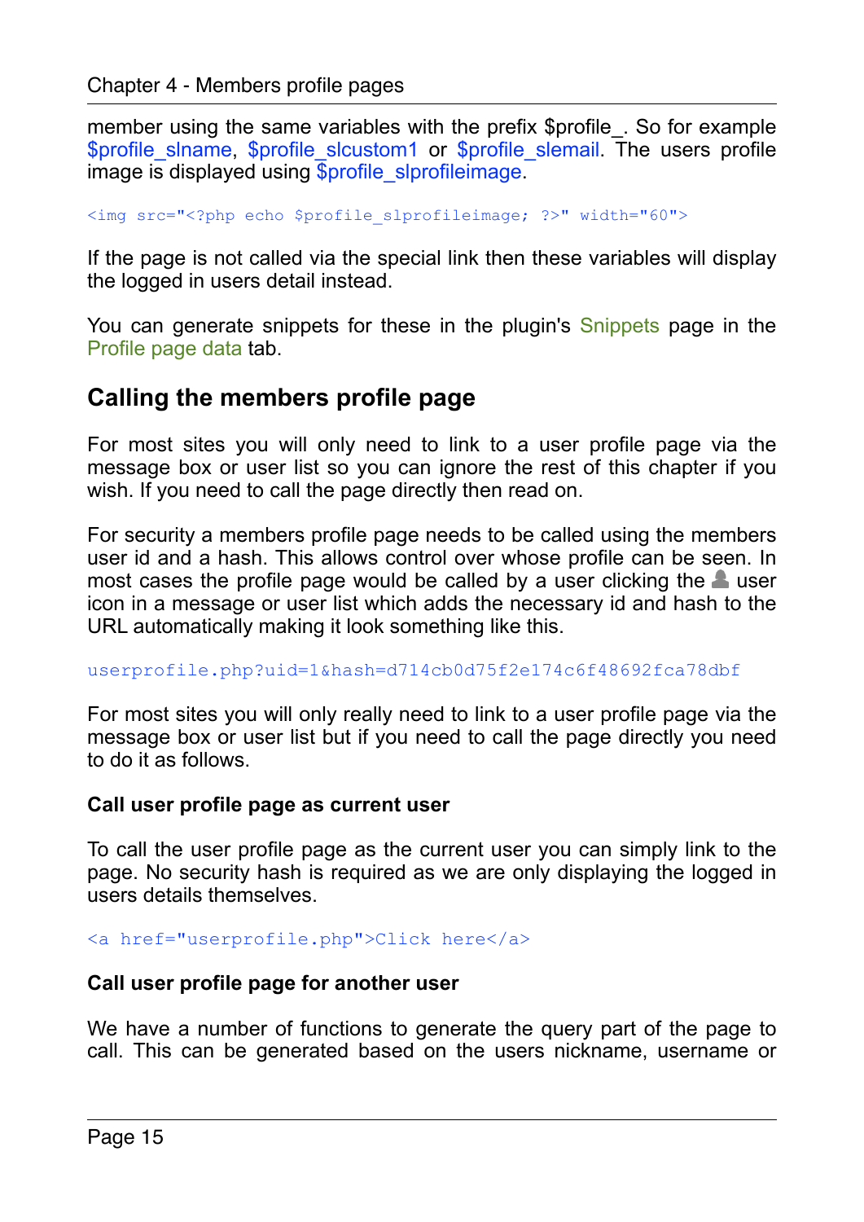member using the same variables with the prefix $profile_. So for example $profile_slname, $profile_slcustom1 or $profile_slemail. The users profile image is displayed using $profile_slprofileimage.

```
<img src="<?php echo $profile_slprofileimage; ?>" width="60">
```

If the page is not called via the special link then these variables will display the logged in users detail instead.

You can generate snippets for these in the plugin's Snippets page in the Profile page data tab.

## Calling the members profile page

For most sites you will only need to link to a user profile page via the message box or user list so you can ignore the rest of this chapter if you wish. If you need to call the page directly then read on.

For security a members profile page needs to be called using the members user id and a hash. This allows control over whose profile can be seen. In most cases the profile page would be called by a user clicking the user icon in a message or user list which adds the necessary id and hash to the URL automatically making it look something like this.

```
userprofile.php?uid=1&hash=d714cb0d75f2e174c6f48692fca78dbf
```

For most sites you will only really need to link to a user profile page via the message box or user list but if you need to call the page directly you need to do it as follows.

### Call user profile page as current user

To call the user profile page as the current user you can simply link to the page. No security hash is required as we are only displaying the logged in users details themselves.

```
<a href="userprofile.php">Click here</a>
```

### Call user profile page for another user

We have a number of functions to generate the query part of the page to call. This can be generated based on the users nickname, username or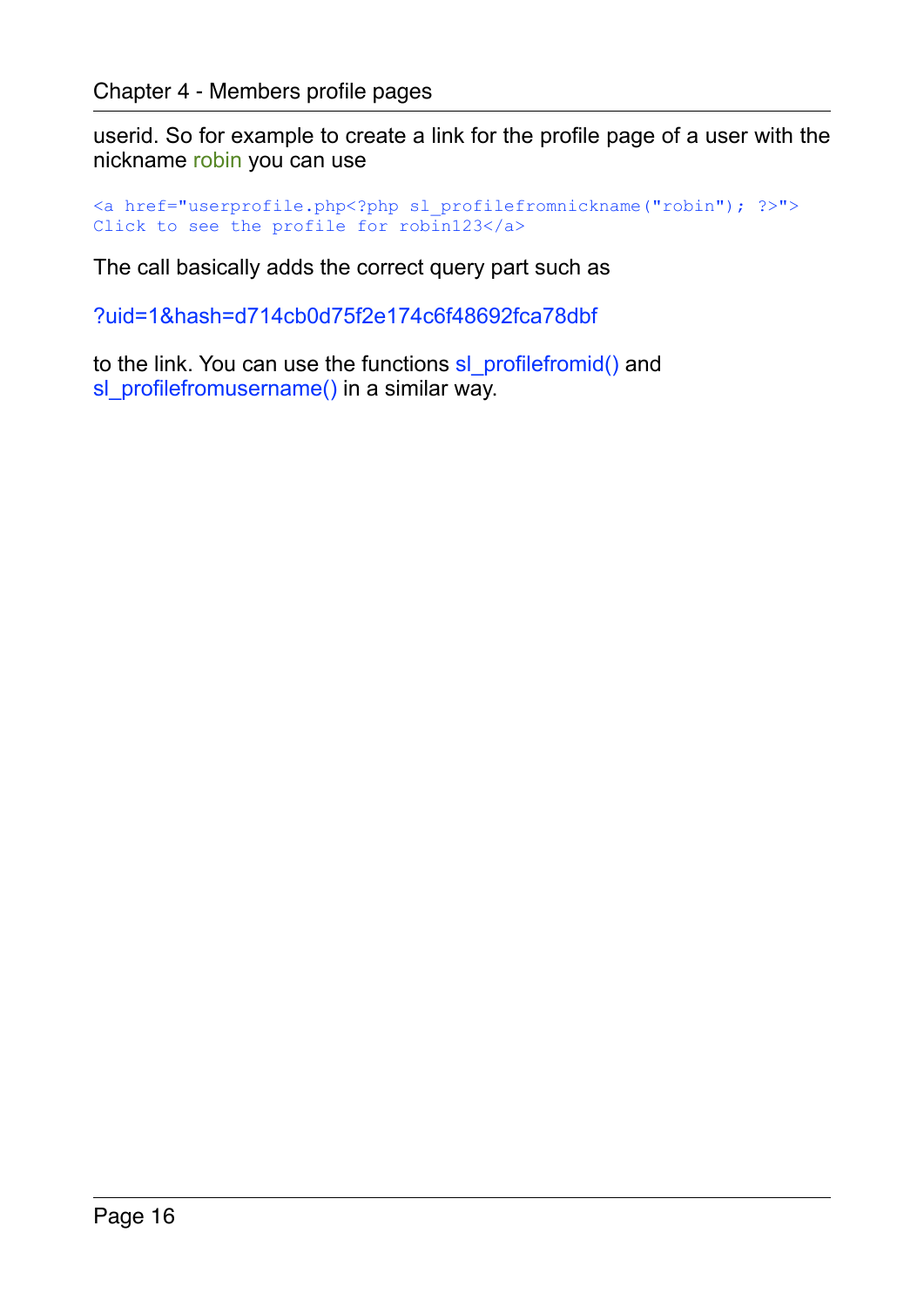userid. So for example to create a link for the profile page of a user with the nickname robin you can use

```
<a href="userprofile.php<?php sl_profilefromnickname("robin"); ?>">
Click to see the profile for robin123</a>
```

The call basically adds the correct query part such as

?uid=1&hash=d714cb0d75f2e174c6f48692fca78dbf

to the link. You can use the functions sl_profilefromid() and sl_profilefromusername() in a similar way.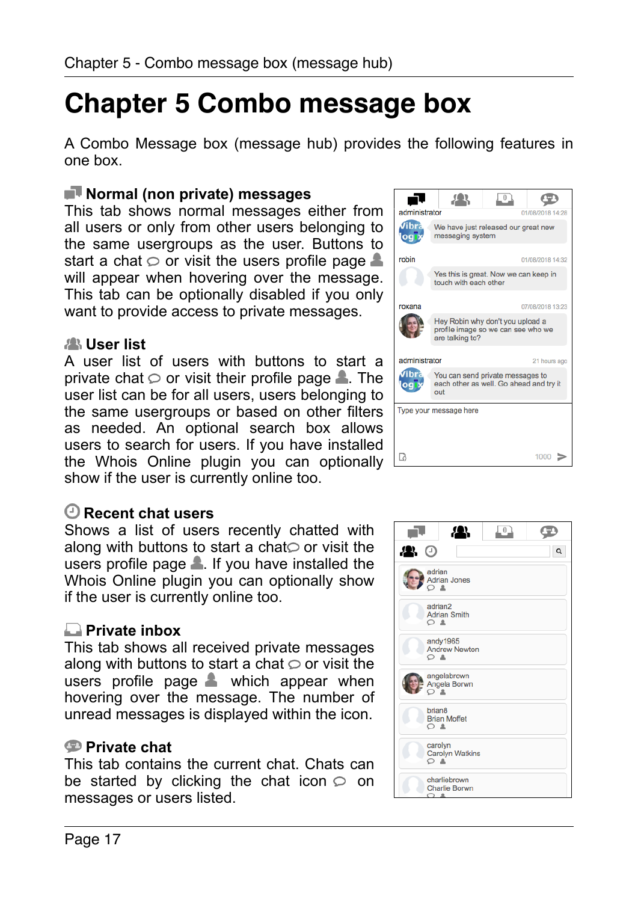# Chapter 5 Combo message box

A Combo Message box (message hub) provides the following features in one box.

### Normal (non private) messages

This tab shows normal messages either from all users or only from other users belonging to the same usergroups as the user. Buttons to start a chat or visit the users profile page will appear when hovering over the message. This tab can be optionally disabled if you only want to provide access to private messages.

### User list

A user list of users with buttons to start a private chat or visit their profile page. The user list can be for all users, users belonging to the same usergroups or based on other filters as needed. An optional search box allows users to search for users. If you have installed the Whois Online plugin you can optionally show if the user is currently online too.

### Recent chat users

Shows a list of users recently chatted with along with buttons to start a chat or visit the users profile page. If you have installed the Whois Online plugin you can optionally show if the user is currently online too.

### Private inbox

This tab shows all received private messages along with buttons to start a chat or visit the users profile page which appear when hovering over the message. The number of unread messages is displayed within the icon.

### Private chat

This tab contains the current chat. Chats can be started by clicking the chat icon on messages or users listed.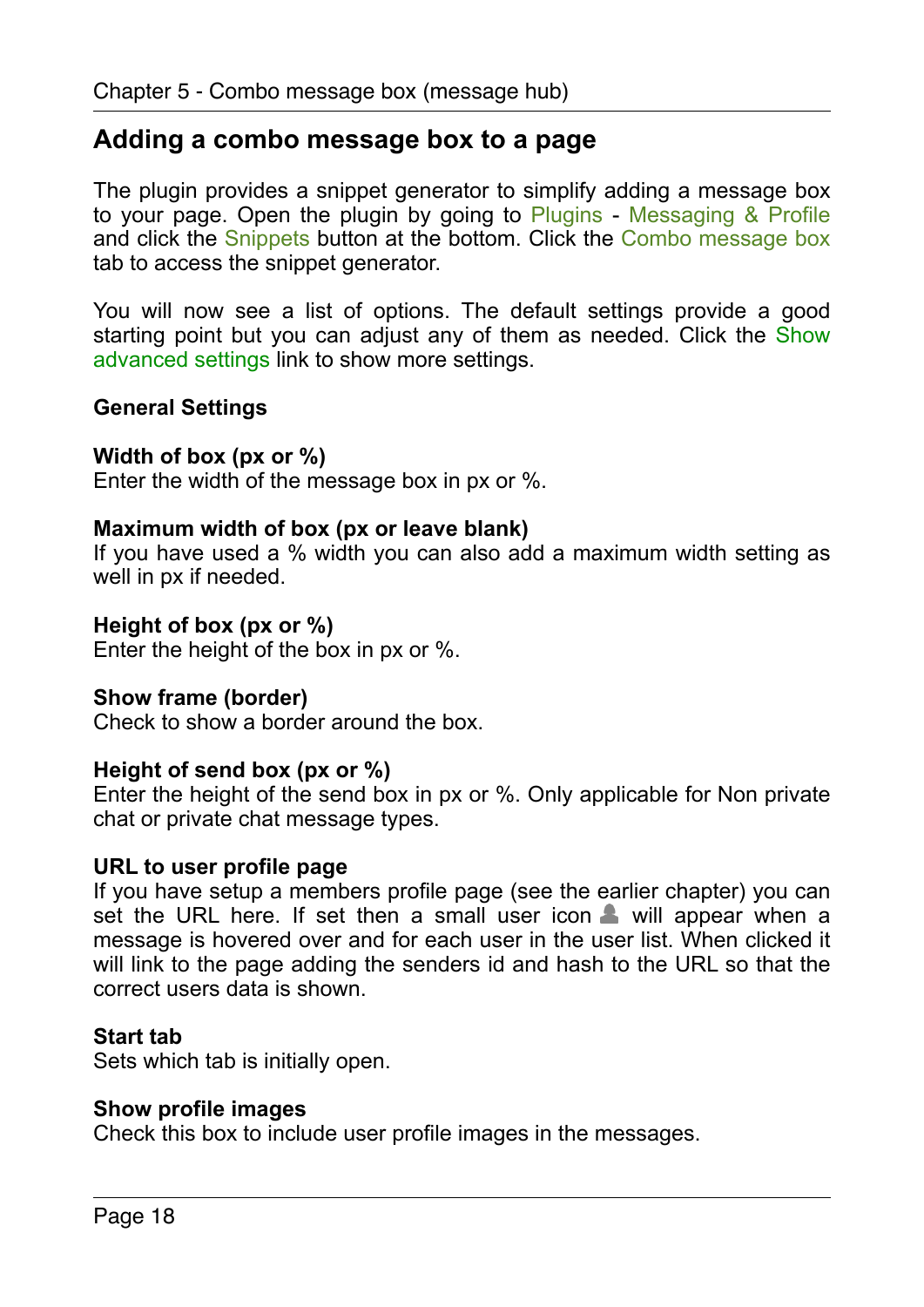## Adding a combo message box to a page

The plugin provides a snippet generator to simplify adding a message box to your page. Open the plugin by going to Plugins - Messaging & Profile and click the Snippets button at the bottom. Click the Combo message box tab to access the snippet generator.

You will now see a list of options. The default settings provide a good starting point but you can adjust any of them as needed. Click the Show advanced settings link to show more settings.

**General Settings**

**Width of box (px or %)**
Enter the width of the message box in px or %.

**Maximum width of box (px or leave blank)**
If you have used a % width you can also add a maximum width setting as well in px if needed.

**Height of box (px or %)**
Enter the height of the box in px or %.

**Show frame (border)**
Check to show a border around the box.

**Height of send box (px or %)**
Enter the height of the send box in px or %. Only applicable for Non private chat or private chat message types.

**URL to user profile page**
If you have setup a members profile page (see the earlier chapter) you can set the URL here. If set then a small user icon will appear when a message is hovered over and for each user in the user list. When clicked it will link to the page adding the senders id and hash to the URL so that the correct users data is shown.

**Start tab**
Sets which tab is initially open.

**Show profile images**
Check this box to include user profile images in the messages.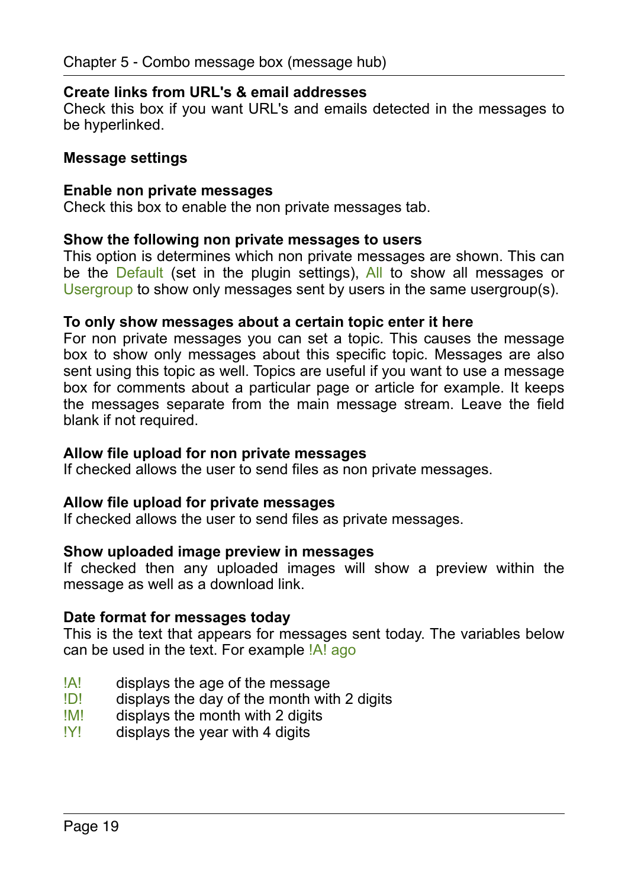**Create links from URL's & email addresses**
Check this box if you want URL's and emails detected in the messages to be hyperlinked.

**Message settings**

**Enable non private messages**
Check this box to enable the non private messages tab.

**Show the following non private messages to users**
This option is determines which non private messages are shown. This can be the Default (set in the plugin settings), All to show all messages or Usergroup to show only messages sent by users in the same usergroup(s).

**To only show messages about a certain topic enter it here**
For non private messages you can set a topic. This causes the message box to show only messages about this specific topic. Messages are also sent using this topic as well. Topics are useful if you want to use a message box for comments about a particular page or article for example. It keeps the messages separate from the main message stream. Leave the field blank if not required.

**Allow file upload for non private messages**
If checked allows the user to send files as non private messages.

**Allow file upload for private messages**
If checked allows the user to send files as private messages.

**Show uploaded image preview in messages**
If checked then any uploaded images will show a preview within the message as well as a download link.

**Date format for messages today**
This is the text that appears for messages sent today. The variables below can be used in the text. For example !A! ago

| | |
|---|---|
| !A! | displays the age of the message |
| !D! | displays the day of the month with 2 digits |
| !M! | displays the month with 2 digits |
| !Y! | displays the year with 4 digits |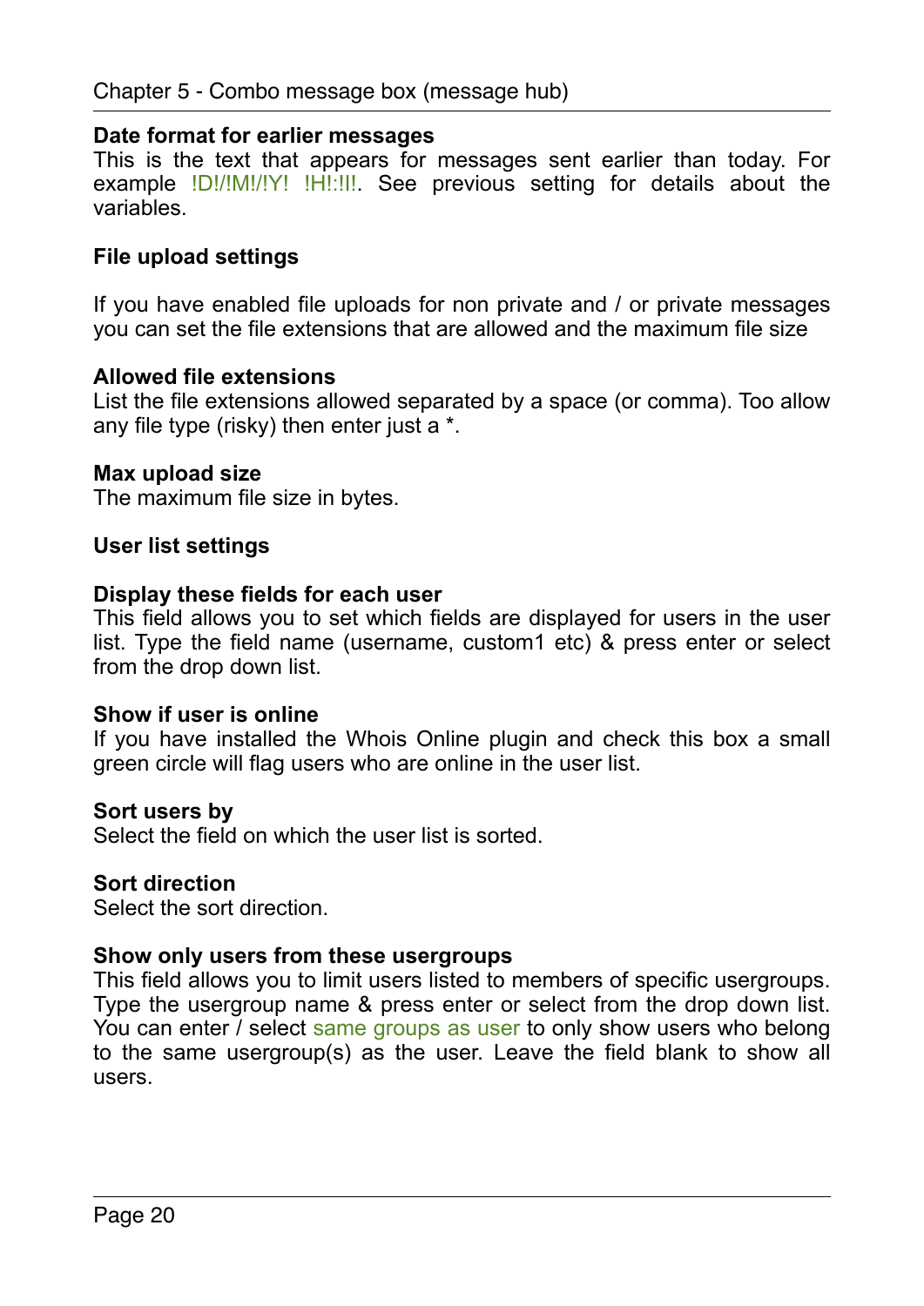**Date format for earlier messages**
This is the text that appears for messages sent earlier than today. For example !D!/!M!/!Y! !H!:!I!. See previous setting for details about the variables.

**File upload settings**

If you have enabled file uploads for non private and / or private messages you can set the file extensions that are allowed and the maximum file size

**Allowed file extensions**
List the file extensions allowed separated by a space (or comma). Too allow any file type (risky) then enter just a *.

**Max upload size**
The maximum file size in bytes.

**User list settings**

**Display these fields for each user**
This field allows you to set which fields are displayed for users in the user list. Type the field name (username, custom1 etc) & press enter or select from the drop down list.

**Show if user is online**
If you have installed the Whois Online plugin and check this box a small green circle will flag users who are online in the user list.

**Sort users by**
Select the field on which the user list is sorted.

**Sort direction**
Select the sort direction.

**Show only users from these usergroups**
This field allows you to limit users listed to members of specific usergroups. Type the usergroup name & press enter or select from the drop down list. You can enter / select same groups as user to only show users who belong to the same usergroup(s) as the user. Leave the field blank to show all users.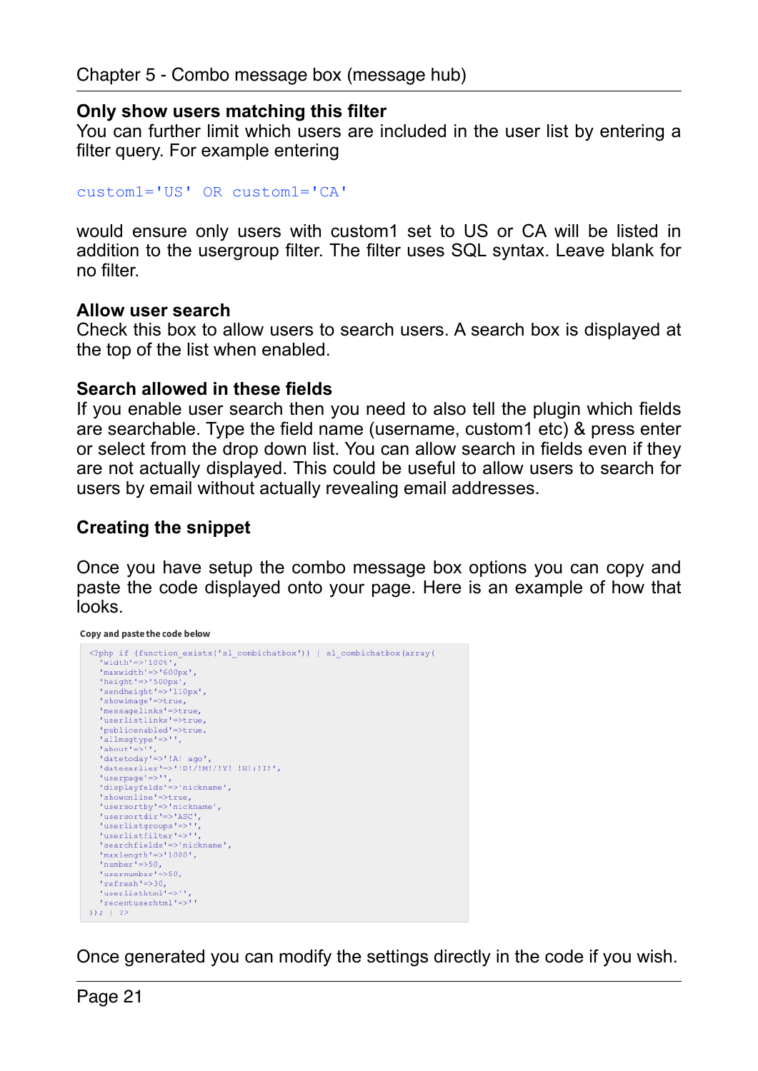### Only show users matching this filter

You can further limit which users are included in the user list by entering a filter query. For example entering

```
custom1='US' OR custom1='CA'
```

would ensure only users with custom1 set to US or CA will be listed in addition to the usergroup filter. The filter uses SQL syntax. Leave blank for no filter.

### Allow user search

Check this box to allow users to search users. A search box is displayed at the top of the list when enabled.

### Search allowed in these fields

If you enable user search then you need to also tell the plugin which fields are searchable. Type the field name (username, custom1 etc) & press enter or select from the drop down list. You can allow search in fields even if they are not actually displayed. This could be useful to allow users to search for users by email without actually revealing email addresses.

### Creating the snippet

Once you have setup the combo message box options you can copy and paste the code displayed onto your page. Here is an example of how that looks.

**Copy and paste the code below**

```
<?php if (function_exists('sl_combichatbox')) { sl_combichatbox(array(
  'width'=>'100%',
  'maxwidth'=>'600px',
  'height'=>'500px',
  'sendheight'=>'110px',
  'showimage'=>true,
  'messagelinks'=>true,
  'userlistlinks'=>true,
  'publicenabled'=>true,
  'allmsgtype'=>'',
  'about'=>'',
  'datetoday'=>'!A! ago',
  'dateearlier'=>'!D!/!M!/!Y! !H!:!I!',
  'userpage'=>'',
  'displayfelds'=>'nickname',
  'showonline'=>true,
  'usersortby'=>'nickname',
  'usersortdir'=>'ASC',
  'userlistgroups'=>'',
  'userlistfilter'=>'',
  'searchfields'=>'nickname',
  'maxlength'=>'1000',
  'number'=>50,
  'usernumber'=>50,
  'refresh'=>30,
  'userlisthtml'=>'',
  'recentuserhtml'=>''
)); } ?>
```

Once generated you can modify the settings directly in the code if you wish.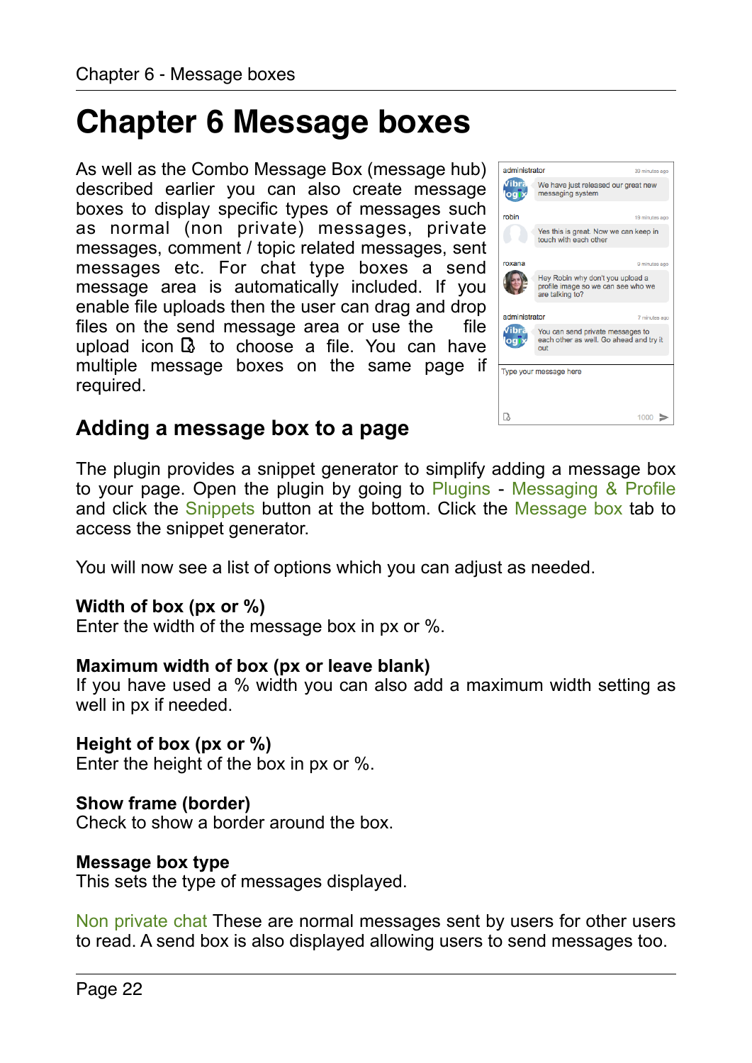# Chapter 6 Message boxes

As well as the Combo Message Box (message hub) described earlier you can also create message boxes to display specific types of messages such as normal (non private) messages, private messages, comment / topic related messages, sent messages etc. For chat type boxes a send message area is automatically included. If you enable file uploads then the user can drag and drop files on the send message area or use the file upload icon to choose a file. You can have multiple message boxes on the same page if required.

## Adding a message box to a page

The plugin provides a snippet generator to simplify adding a message box to your page. Open the plugin by going to Plugins - Messaging & Profile and click the Snippets button at the bottom. Click the Message box tab to access the snippet generator.

You will now see a list of options which you can adjust as needed.

**Width of box (px or %)**
Enter the width of the message box in px or %.

**Maximum width of box (px or leave blank)**
If you have used a % width you can also add a maximum width setting as well in px if needed.

**Height of box (px or %)**
Enter the height of the box in px or %.

**Show frame (border)**
Check to show a border around the box.

**Message box type**
This sets the type of messages displayed.

Non private chat These are normal messages sent by users for other users to read. A send box is also displayed allowing users to send messages too.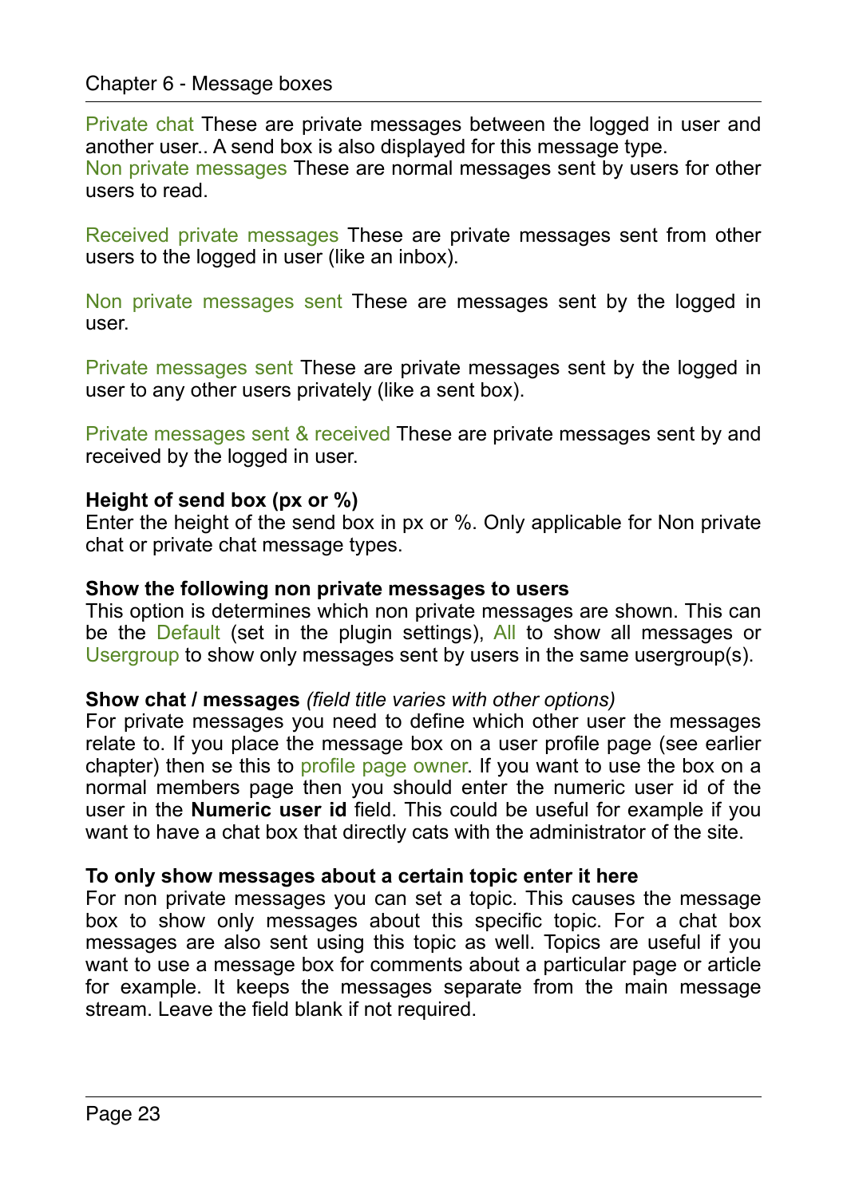Private chat These are private messages between the logged in user and another user.. A send box is also displayed for this message type.
Non private messages These are normal messages sent by users for other users to read.

Received private messages These are private messages sent from other users to the logged in user (like an inbox).

Non private messages sent These are messages sent by the logged in user.

Private messages sent These are private messages sent by the logged in user to any other users privately (like a sent box).

Private messages sent & received These are private messages sent by and received by the logged in user.

**Height of send box (px or %)**
Enter the height of the send box in px or %. Only applicable for Non private chat or private chat message types.

**Show the following non private messages to users**
This option is determines which non private messages are shown. This can be the Default (set in the plugin settings), All to show all messages or Usergroup to show only messages sent by users in the same usergroup(s).

**Show chat / messages** *(field title varies with other options)*
For private messages you need to define which other user the messages relate to. If you place the message box on a user profile page (see earlier chapter) then se this to profile page owner. If you want to use the box on a normal members page then you should enter the numeric user id of the user in the **Numeric user id** field. This could be useful for example if you want to have a chat box that directly cats with the administrator of the site.

**To only show messages about a certain topic enter it here**
For non private messages you can set a topic. This causes the message box to show only messages about this specific topic. For a chat box messages are also sent using this topic as well. Topics are useful if you want to use a message box for comments about a particular page or article for example. It keeps the messages separate from the main message stream. Leave the field blank if not required.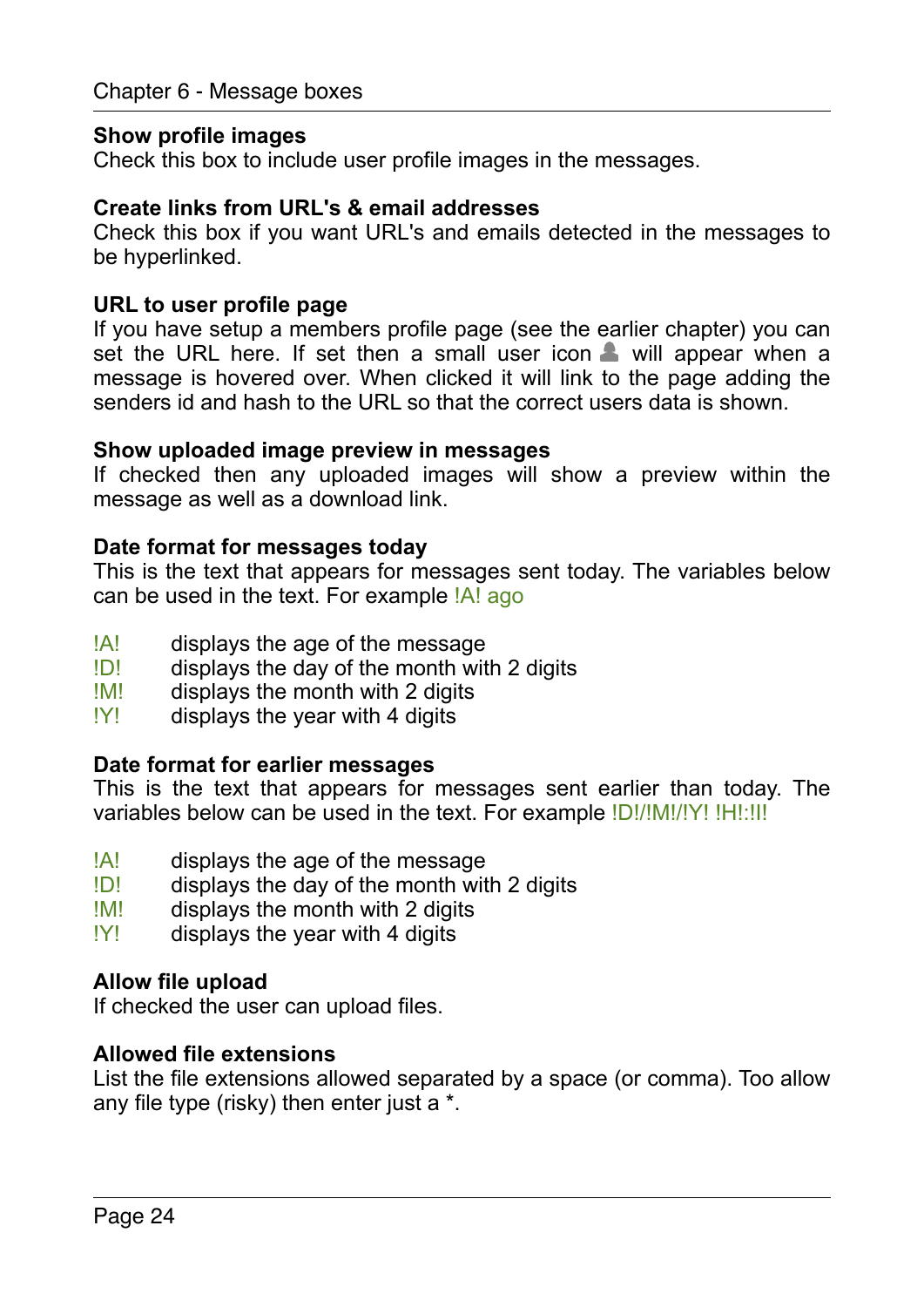**Show profile images**
Check this box to include user profile images in the messages.

**Create links from URL's & email addresses**
Check this box if you want URL's and emails detected in the messages to be hyperlinked.

**URL to user profile page**
If you have setup a members profile page (see the earlier chapter) you can set the URL here. If set then a small user icon will appear when a message is hovered over. When clicked it will link to the page adding the senders id and hash to the URL so that the correct users data is shown.

**Show uploaded image preview in messages**
If checked then any uploaded images will show a preview within the message as well as a download link.

**Date format for messages today**
This is the text that appears for messages sent today. The variables below can be used in the text. For example !A! ago

| | |
|---|---|
| !A! | displays the age of the message |
| !D! | displays the day of the month with 2 digits |
| !M! | displays the month with 2 digits |
| !Y! | displays the year with 4 digits |

**Date format for earlier messages**
This is the text that appears for messages sent earlier than today. The variables below can be used in the text. For example !D!/!M!/!Y! !H!:!I!

| | |
|---|---|
| !A! | displays the age of the message |
| !D! | displays the day of the month with 2 digits |
| !M! | displays the month with 2 digits |
| !Y! | displays the year with 4 digits |

**Allow file upload**
If checked the user can upload files.

**Allowed file extensions**
List the file extensions allowed separated by a space (or comma). Too allow any file type (risky) then enter just a *.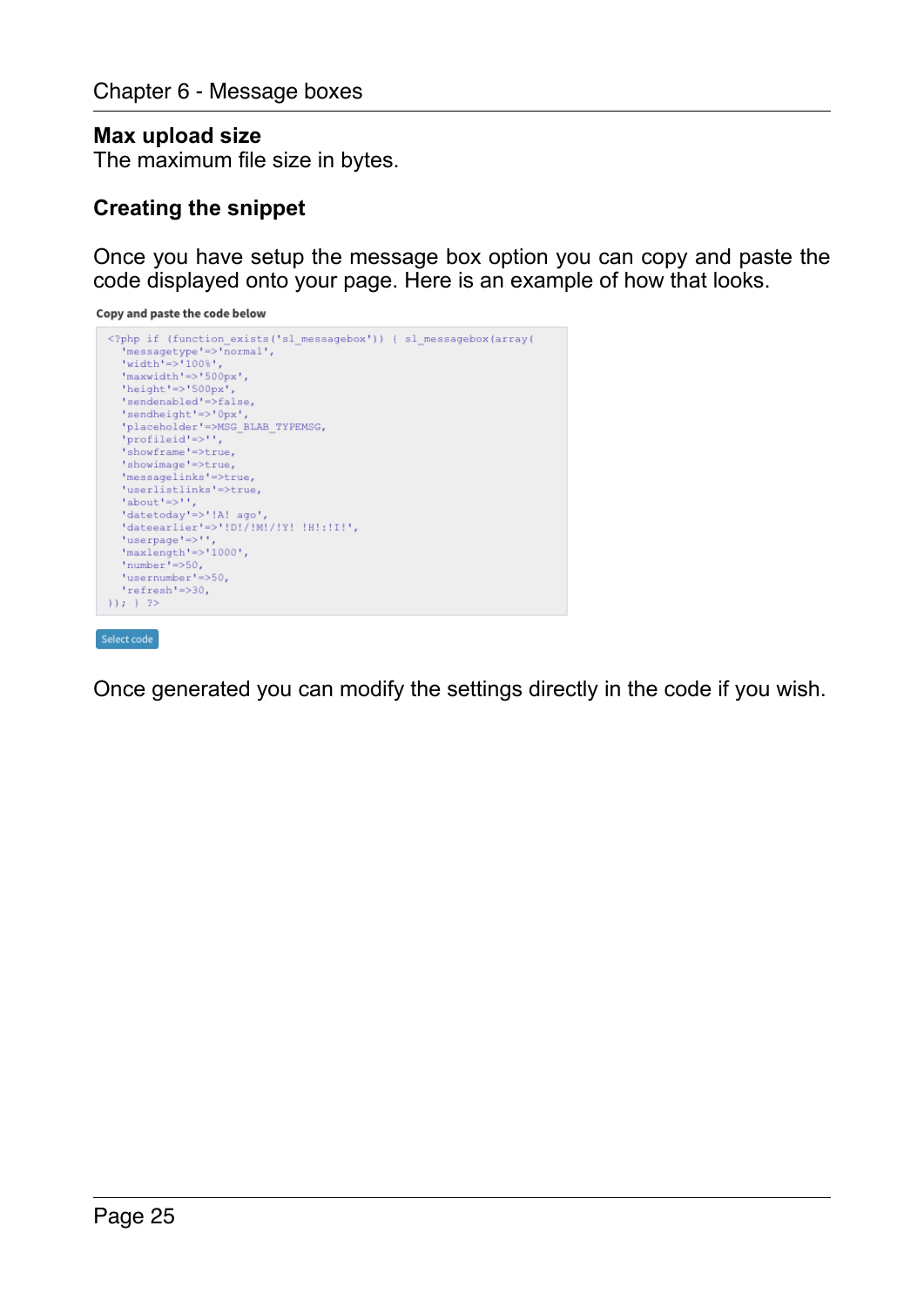## Max upload size

The maximum file size in bytes.

## Creating the snippet

Once you have setup the message box option you can copy and paste the code displayed onto your page. Here is an example of how that looks.

**Copy and paste the code below**

```
<?php if (function_exists('sl_messagebox')) { sl_messagebox(array(
  'messagetype'=>'normal',
  'width'=>'100%',
  'maxwidth'=>'500px',
  'height'=>'500px',
  'sendenabled'=>false,
  'sendheight'=>'0px',
  'placeholder'=>MSG_BLAB_TYPEMSG,
  'profileid'=>'',
  'showframe'=>true,
  'showimage'=>true,
  'messagelinks'=>true,
  'userlistlinks'=>true,
  'about'=>'',
  'datetoday'=>'!A! ago',
  'dateearlier'=>'!D!/!M!/!Y! !H!:!I!',
  'userpage'=>'',
  'maxlength'=>'1000',
  'number'=>50,
  'usernumber'=>50,
  'refresh'=>30,
)); } ?>
```

Select code

Once generated you can modify the settings directly in the code if you wish.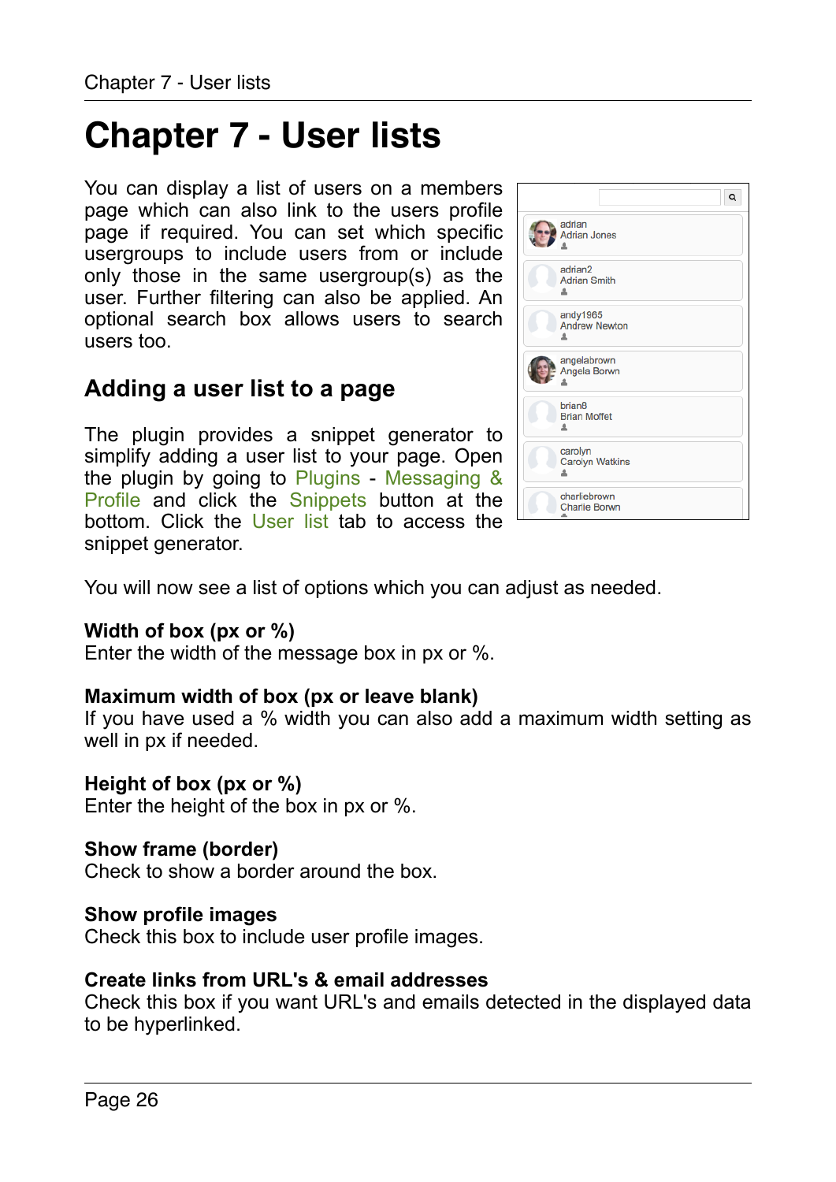# Chapter 7 - User lists

You can display a list of users on a members page which can also link to the users profile page if required. You can set which specific usergroups to include users from or include only those in the same usergroup(s) as the user. Further filtering can also be applied. An optional search box allows users to search users too.

## Adding a user list to a page

The plugin provides a snippet generator to simplify adding a user list to your page. Open the plugin by going to Plugins - Messaging & Profile and click the Snippets button at the bottom. Click the User list tab to access the snippet generator.

You will now see a list of options which you can adjust as needed.

**Width of box (px or %)**
Enter the width of the message box in px or %.

**Maximum width of box (px or leave blank)**
If you have used a % width you can also add a maximum width setting as well in px if needed.

**Height of box (px or %)**
Enter the height of the box in px or %.

**Show frame (border)**
Check to show a border around the box.

**Show profile images**
Check this box to include user profile images.

**Create links from URL's & email addresses**
Check this box if you want URL's and emails detected in the displayed data to be hyperlinked.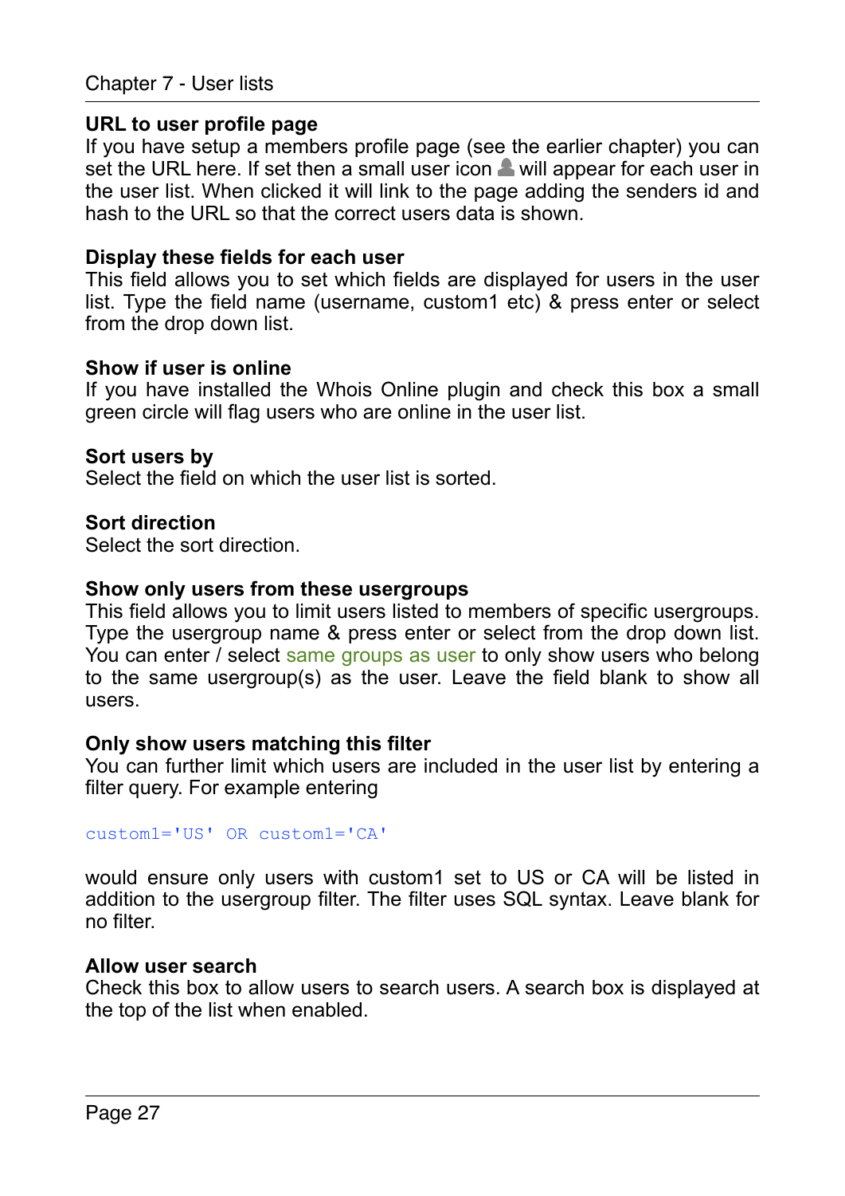### URL to user profile page

If you have setup a members profile page (see the earlier chapter) you can set the URL here. If set then a small user icon will appear for each user in the user list. When clicked it will link to the page adding the senders id and hash to the URL so that the correct users data is shown.

### Display these fields for each user

This field allows you to set which fields are displayed for users in the user list. Type the field name (username, custom1 etc) & press enter or select from the drop down list.

### Show if user is online

If you have installed the Whois Online plugin and check this box a small green circle will flag users who are online in the user list.

### Sort users by

Select the field on which the user list is sorted.

### Sort direction

Select the sort direction.

### Show only users from these usergroups

This field allows you to limit users listed to members of specific usergroups. Type the usergroup name & press enter or select from the drop down list. You can enter / select same groups as user to only show users who belong to the same usergroup(s) as the user. Leave the field blank to show all users.

### Only show users matching this filter

You can further limit which users are included in the user list by entering a filter query. For example entering

```
custom1='US' OR custom1='CA'
```

would ensure only users with custom1 set to US or CA will be listed in addition to the usergroup filter. The filter uses SQL syntax. Leave blank for no filter.

### Allow user search

Check this box to allow users to search users. A search box is displayed at the top of the list when enabled.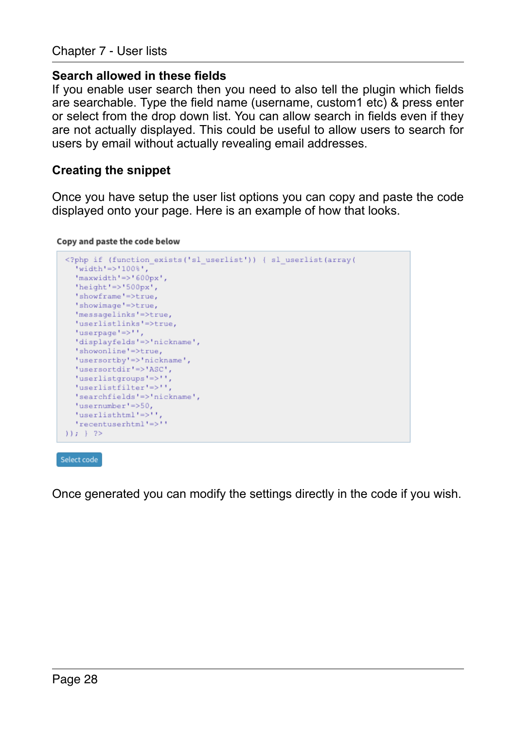### Search allowed in these fields

If you enable user search then you need to also tell the plugin which fields are searchable. Type the field name (username, custom1 etc) & press enter or select from the drop down list. You can allow search in fields even if they are not actually displayed. This could be useful to allow users to search for users by email without actually revealing email addresses.

### Creating the snippet

Once you have setup the user list options you can copy and paste the code displayed onto your page. Here is an example of how that looks.

**Copy and paste the code below**

```
<?php if (function_exists('sl_userlist')) { sl_userlist(array(
  'width'=>'100%',
  'maxwidth'=>'600px',
  'height'=>'500px',
  'showframe'=>true,
  'showimage'=>true,
  'messagelinks'=>true,
  'userlistlinks'=>true,
  'userpage'=>'',
  'displayfelds'=>'nickname',
  'showonline'=>true,
  'usersortby'=>'nickname',
  'usersortdir'=>'ASC',
  'userlistgroups'=>'',
  'userlistfilter'=>'',
  'searchfields'=>'nickname',
  'usernumber'=>50,
  'userlisthtml'=>'',
  'recentuserhtml'=>''
)); } ?>
```

Select code

Once generated you can modify the settings directly in the code if you wish.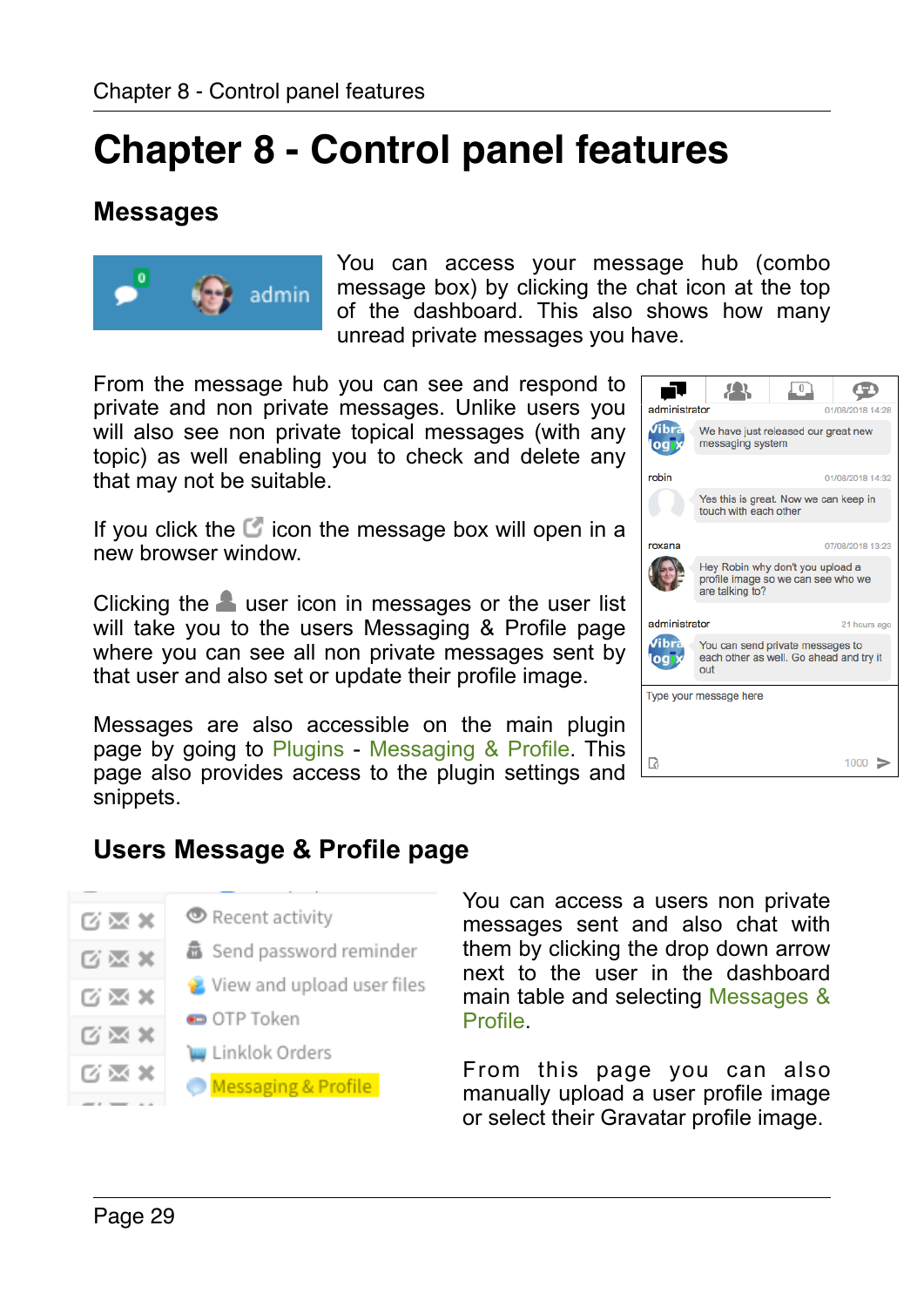# Chapter 8 - Control panel features

## Messages

You can access your message hub (combo message box) by clicking the chat icon at the top of the dashboard. This also shows how many unread private messages you have.

From the message hub you can see and respond to private and non private messages. Unlike users you will also see non private topical messages (with any topic) as well enabling you to check and delete any that may not be suitable.

If you click the icon the message box will open in a new browser window.

Clicking the user icon in messages or the user list will take you to the users Messaging & Profile page where you can see all non private messages sent by that user and also set or update their profile image.

Messages are also accessible on the main plugin page by going to Plugins - Messaging & Profile. This page also provides access to the plugin settings and snippets.

## Users Message & Profile page

You can access a users non private messages sent and also chat with them by clicking the drop down arrow next to the user in the dashboard main table and selecting Messages & Profile.

From this page you can also manually upload a user profile image or select their Gravatar profile image.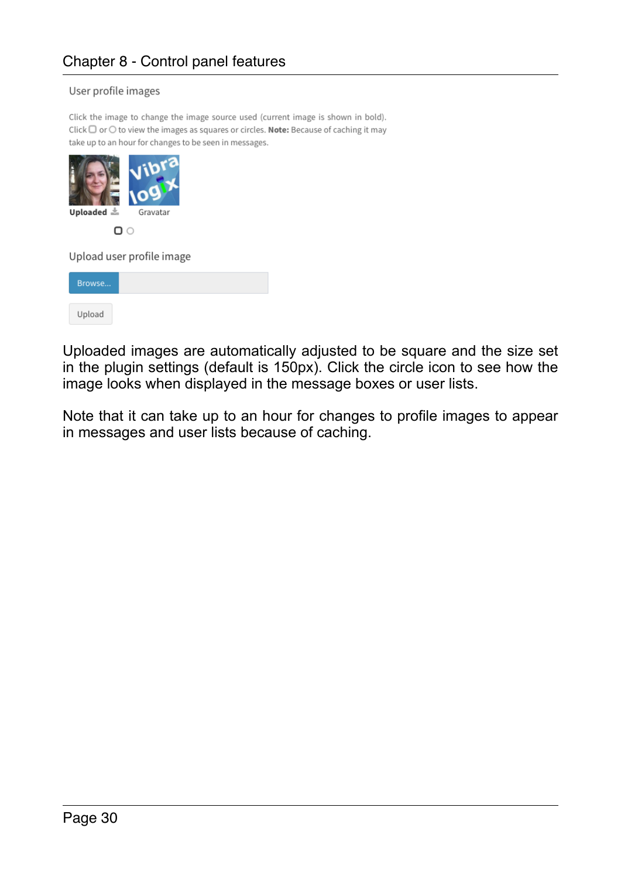User profile images

Click the image to change the image source used (current image is shown in bold). Click ▢ or ○ to view the images as squares or circles. **Note:** Because of caching it may take up to an hour for changes to be seen in messages.

**Uploaded** Gravatar

Upload user profile image

Browse...

Upload

Uploaded images are automatically adjusted to be square and the size set in the plugin settings (default is 150px). Click the circle icon to see how the image looks when displayed in the message boxes or user lists.

Note that it can take up to an hour for changes to profile images to appear in messages and user lists because of caching.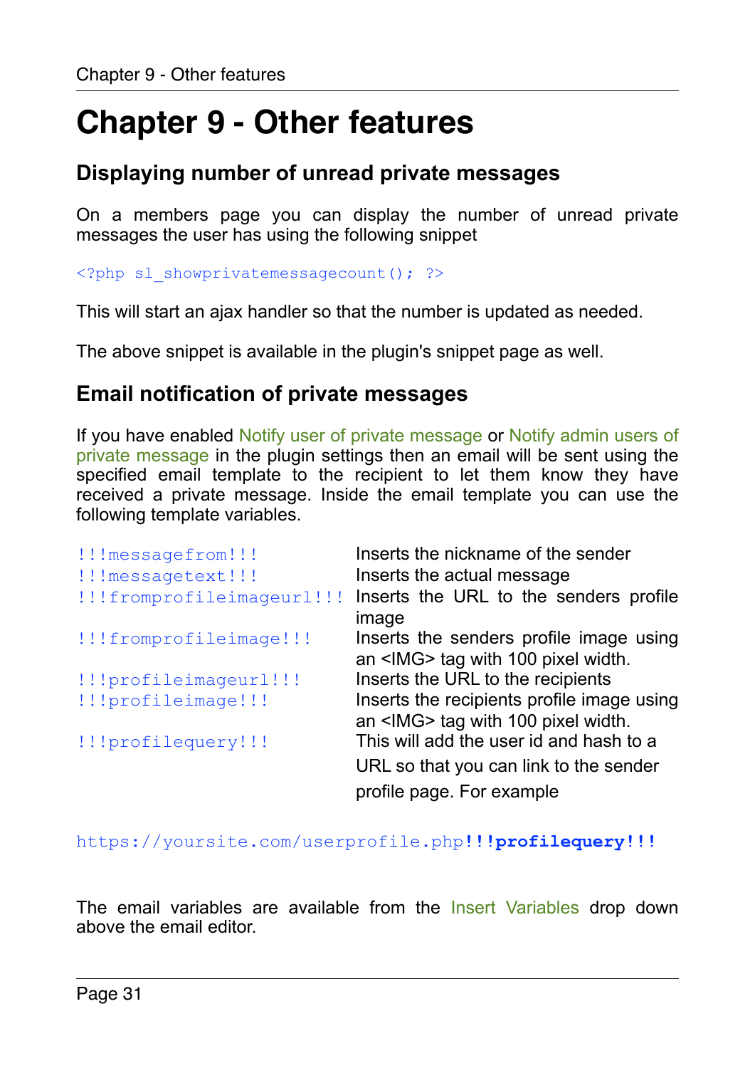# Chapter 9 - Other features

## Displaying number of unread private messages

On a members page you can display the number of unread private messages the user has using the following snippet

```
<?php sl_showprivatemessagecount(); ?>
```

This will start an ajax handler so that the number is updated as needed.

The above snippet is available in the plugin's snippet page as well.

## Email notification of private messages

If you have enabled Notify user of private message or Notify admin users of private message in the plugin settings then an email will be sent using the specified email template to the recipient to let them know they have received a private message. Inside the email template you can use the following template variables.

| Variable | Description |
|---|---|
| `!!!messagefrom!!!` | Inserts the nickname of the sender |
| `!!!messagetext!!!` | Inserts the actual message |
| `!!!fromprofileimageurl!!!` | Inserts the URL to the senders profile image |
| `!!!fromprofileimage!!!` | Inserts the senders profile image using an <IMG> tag with 100 pixel width. |
| `!!!profileimageurl!!!` | Inserts the URL to the recipients |
| `!!!profileimage!!!` | Inserts the recipients profile image using an <IMG> tag with 100 pixel width. |
| `!!!profilequery!!!` | This will add the user id and hash to a URL so that you can link to the sender profile page. For example |

```
https://yoursite.com/userprofile.php!!!profilequery!!!
```

The email variables are available from the Insert Variables drop down above the email editor.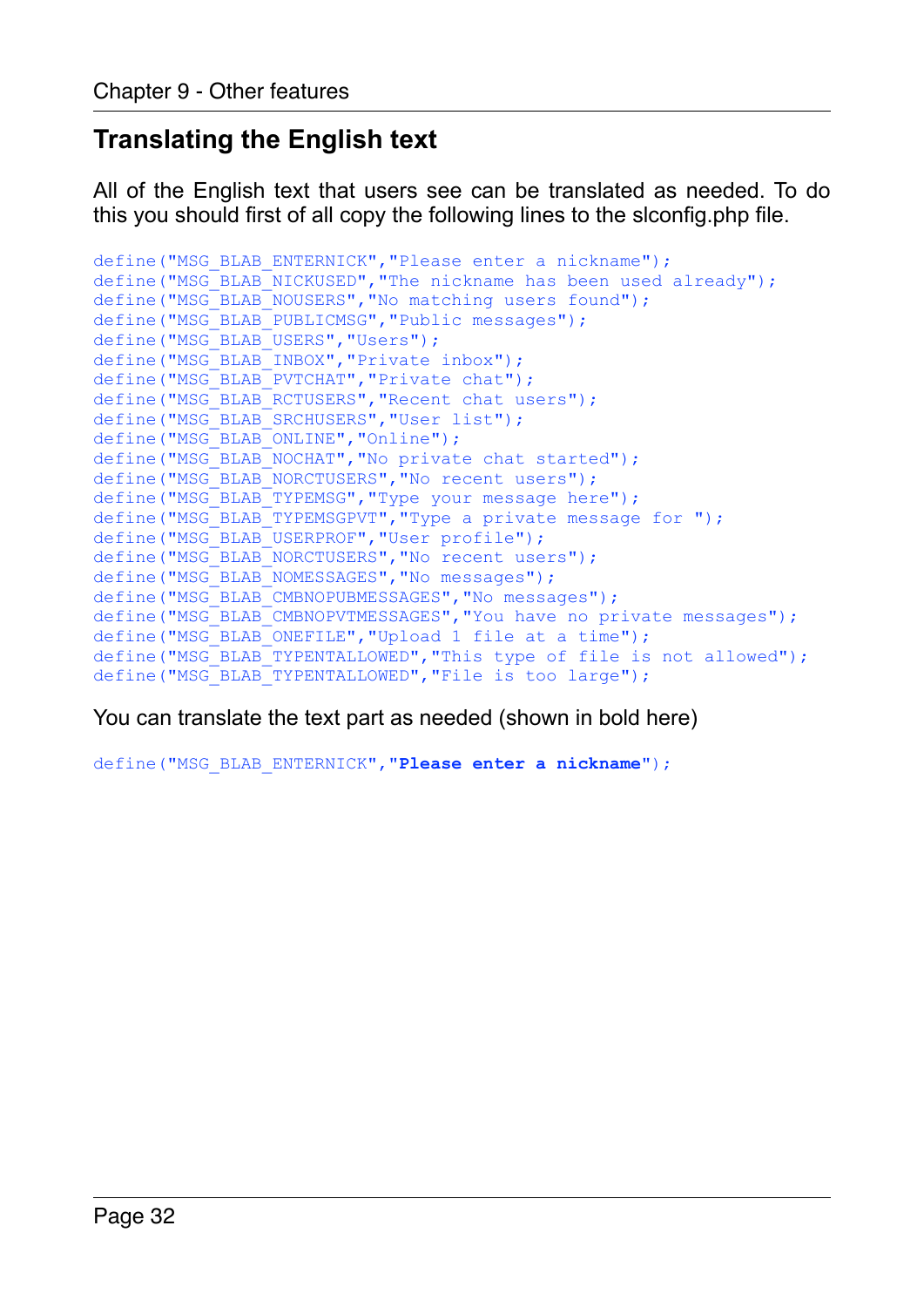## Translating the English text

All of the English text that users see can be translated as needed. To do this you should first of all copy the following lines to the slconfig.php file.

```
define("MSG_BLAB_ENTERNICK","Please enter a nickname");
define("MSG_BLAB_NICKUSED","The nickname has been used already");
define("MSG_BLAB_NOUSERS","No matching users found");
define("MSG_BLAB_PUBLICMSG","Public messages");
define("MSG_BLAB_USERS","Users");
define("MSG_BLAB_INBOX","Private inbox");
define("MSG_BLAB_PVTCHAT","Private chat");
define("MSG_BLAB_RCTUSERS","Recent chat users");
define("MSG_BLAB_SRCHUSERS","User list");
define("MSG_BLAB_ONLINE","Online");
define("MSG_BLAB_NOCHAT","No private chat started");
define("MSG_BLAB_NORCTUSERS","No recent users");
define("MSG_BLAB_TYPEMSG","Type your message here");
define("MSG_BLAB_TYPEMSGPVT","Type a private message for ");
define("MSG_BLAB_USERPROF","User profile");
define("MSG_BLAB_NORCTUSERS","No recent users");
define("MSG_BLAB_NOMESSAGES","No messages");
define("MSG_BLAB_CMBNOPUBMESSAGES","No messages");
define("MSG_BLAB_CMBNOPVTMESSAGES","You have no private messages");
define("MSG_BLAB_ONEFILE","Upload 1 file at a time");
define("MSG_BLAB_TYPENTALLOWED","This type of file is not allowed");
define("MSG_BLAB_TYPENTALLOWED","File is too large");
```

You can translate the text part as needed (shown in bold here)

```
define("MSG_BLAB_ENTERNICK","Please enter a nickname");
```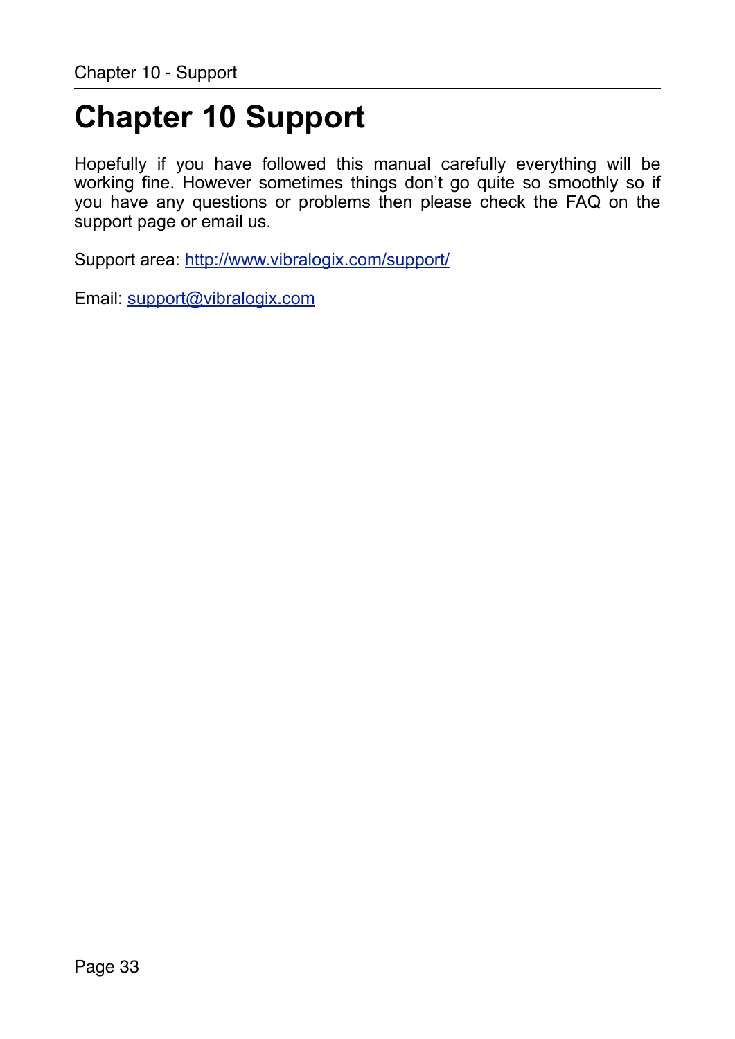# Chapter 10 Support

Hopefully if you have followed this manual carefully everything will be working fine. However sometimes things don't go quite so smoothly so if you have any questions or problems then please check the FAQ on the support page or email us.

Support area: [http://www.vibralogix.com/support/](http://www.vibralogix.com/support/)

Email: [support@vibralogix.com](mailto:support@vibralogix.com)